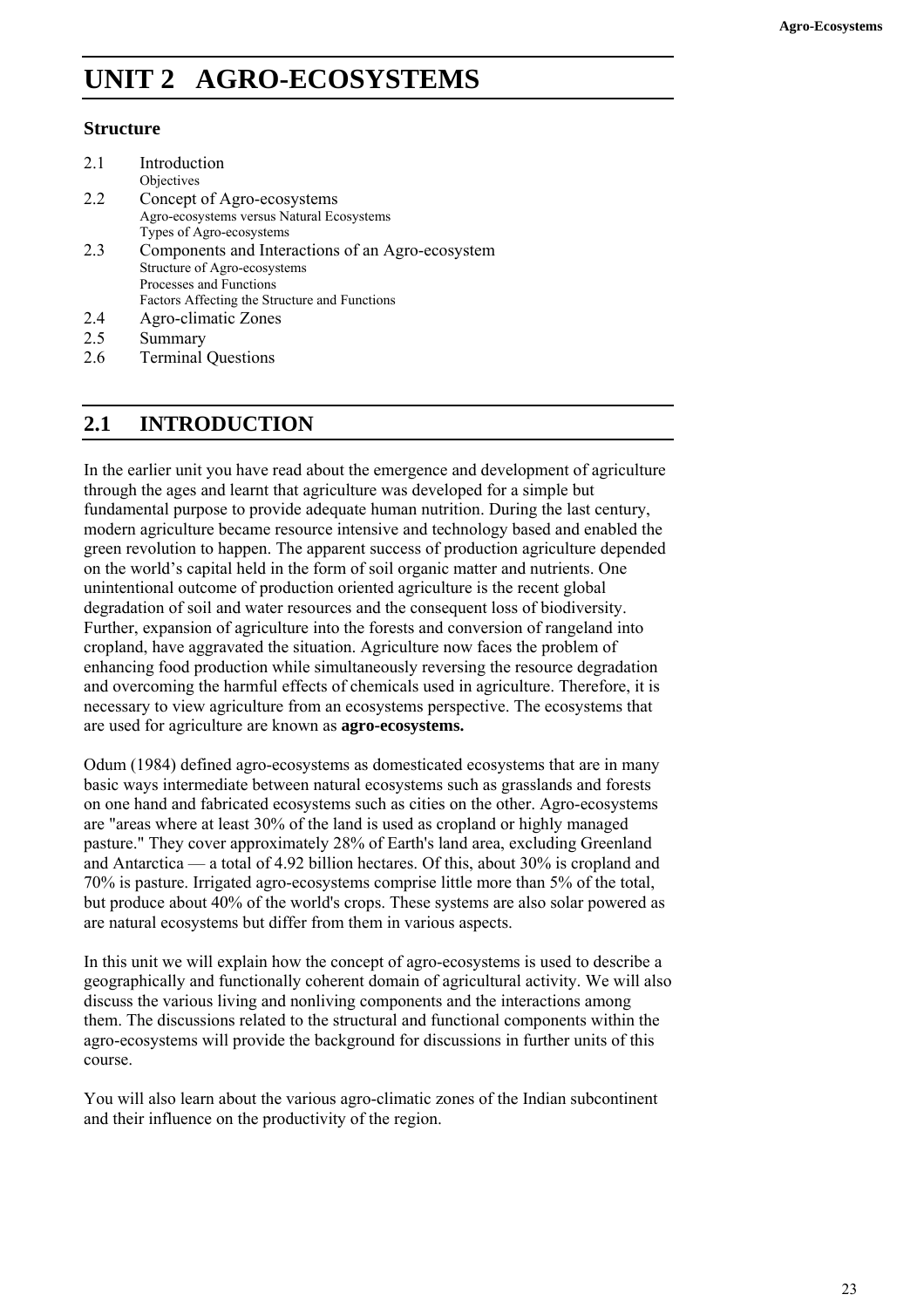# UNIT 2 AGRO-ECOSYSTEMS

### Structure

2.1 Introduction
 Objectives

2.2 Concept of Agro-ecosystems
 Agro-ecosystems versus Natural Ecosystems
 Types of Agro-ecosystems

2.3 Components and Interactions of an Agro-ecosystem
 Structure of Agro-ecosystems
 Processes and Functions
 Factors Affecting the Structure and Functions

2.4 Agro-climatic Zones

2.5 Summary

2.6 Terminal Questions

## 2.1 INTRODUCTION

In the earlier unit you have read about the emergence and development of agriculture through the ages and learnt that agriculture was developed for a simple but fundamental purpose to provide adequate human nutrition. During the last century, modern agriculture became resource intensive and technology based and enabled the green revolution to happen. The apparent success of production agriculture depended on the world's capital held in the form of soil organic matter and nutrients. One unintentional outcome of production oriented agriculture is the recent global degradation of soil and water resources and the consequent loss of biodiversity. Further, expansion of agriculture into the forests and conversion of rangeland into cropland, have aggravated the situation. Agriculture now faces the problem of enhancing food production while simultaneously reversing the resource degradation and overcoming the harmful effects of chemicals used in agriculture. Therefore, it is necessary to view agriculture from an ecosystems perspective. The ecosystems that are used for agriculture are known as **agro-ecosystems.**

Odum (1984) defined agro-ecosystems as domesticated ecosystems that are in many basic ways intermediate between natural ecosystems such as grasslands and forests on one hand and fabricated ecosystems such as cities on the other. Agro-ecosystems are "areas where at least 30% of the land is used as cropland or highly managed pasture." They cover approximately 28% of Earth's land area, excluding Greenland and Antarctica — a total of 4.92 billion hectares. Of this, about 30% is cropland and 70% is pasture. Irrigated agro-ecosystems comprise little more than 5% of the total, but produce about 40% of the world's crops. These systems are also solar powered as are natural ecosystems but differ from them in various aspects.

In this unit we will explain how the concept of agro-ecosystems is used to describe a geographically and functionally coherent domain of agricultural activity. We will also discuss the various living and nonliving components and the interactions among them. The discussions related to the structural and functional components within the agro-ecosystems will provide the background for discussions in further units of this course.

You will also learn about the various agro-climatic zones of the Indian subcontinent and their influence on the productivity of the region.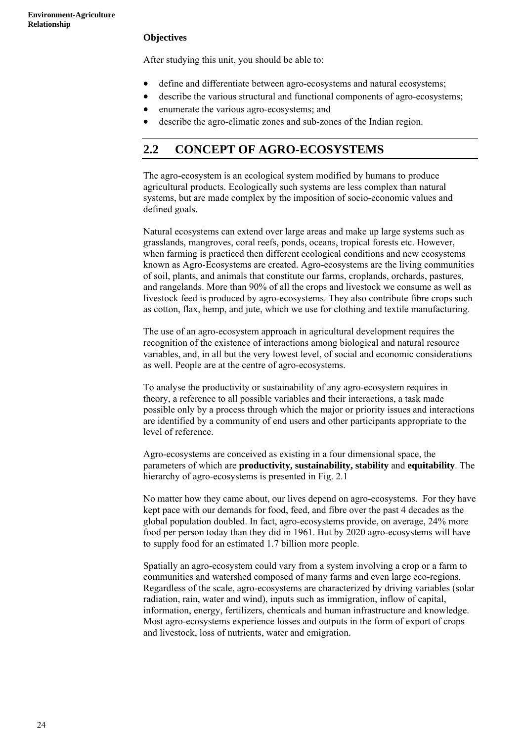**Objectives**

After studying this unit, you should be able to:

- define and differentiate between agro-ecosystems and natural ecosystems;
- describe the various structural and functional components of agro-ecosystems;
- enumerate the various agro-ecosystems; and
- describe the agro-climatic zones and sub-zones of the Indian region.

## 2.2 CONCEPT OF AGRO-ECOSYSTEMS

The agro-ecosystem is an ecological system modified by humans to produce agricultural products. Ecologically such systems are less complex than natural systems, but are made complex by the imposition of socio-economic values and defined goals.

Natural ecosystems can extend over large areas and make up large systems such as grasslands, mangroves, coral reefs, ponds, oceans, tropical forests etc. However, when farming is practiced then different ecological conditions and new ecosystems known as Agro-Ecosystems are created. Agro-ecosystems are the living communities of soil, plants, and animals that constitute our farms, croplands, orchards, pastures, and rangelands. More than 90% of all the crops and livestock we consume as well as livestock feed is produced by agro-ecosystems. They also contribute fibre crops such as cotton, flax, hemp, and jute, which we use for clothing and textile manufacturing.

The use of an agro-ecosystem approach in agricultural development requires the recognition of the existence of interactions among biological and natural resource variables, and, in all but the very lowest level, of social and economic considerations as well. People are at the centre of agro-ecosystems.

To analyse the productivity or sustainability of any agro-ecosystem requires in theory, a reference to all possible variables and their interactions, a task made possible only by a process through which the major or priority issues and interactions are identified by a community of end users and other participants appropriate to the level of reference.

Agro-ecosystems are conceived as existing in a four dimensional space, the parameters of which are **productivity, sustainability, stability** and **equitability**. The hierarchy of agro-ecosystems is presented in Fig. 2.1

No matter how they came about, our lives depend on agro-ecosystems. For they have kept pace with our demands for food, feed, and fibre over the past 4 decades as the global population doubled. In fact, agro-ecosystems provide, on average, 24% more food per person today than they did in 1961. But by 2020 agro-ecosystems will have to supply food for an estimated 1.7 billion more people.

Spatially an agro-ecosystem could vary from a system involving a crop or a farm to communities and watershed composed of many farms and even large eco-regions. Regardless of the scale, agro-ecosystems are characterized by driving variables (solar radiation, rain, water and wind), inputs such as immigration, inflow of capital, information, energy, fertilizers, chemicals and human infrastructure and knowledge. Most agro-ecosystems experience losses and outputs in the form of export of crops and livestock, loss of nutrients, water and emigration.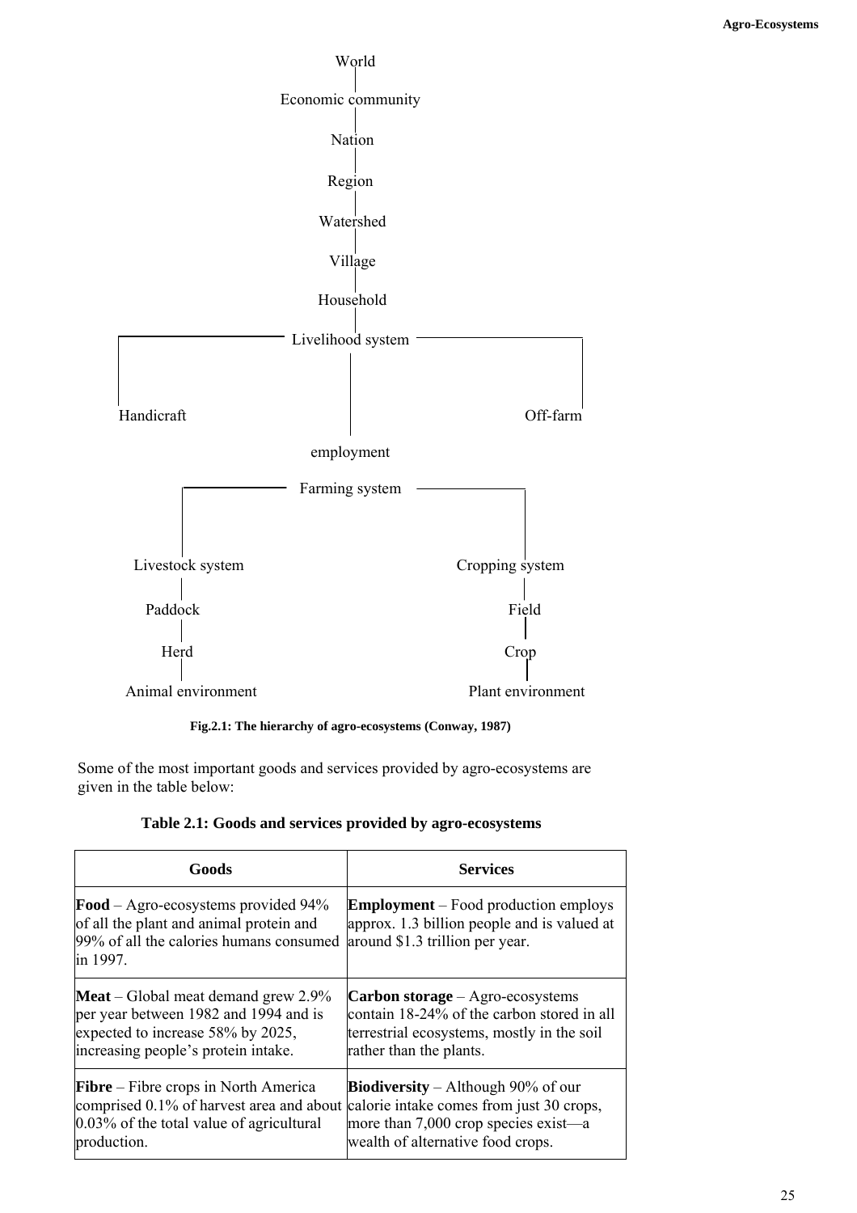World

Economic community

Nation

Region

Watershed

Village

Household

Livelihood system

Handicraft

Off-farm

employment

Farming system

Livestock system

Cropping system

Paddock

Field

Herd

Crop

Animal environment

Plant environment

**Fig.2.1: The hierarchy of agro-ecosystems (Conway, 1987)**

Some of the most important goods and services provided by agro-ecosystems are given in the table below:

**Table 2.1: Goods and services provided by agro-ecosystems**

| Goods | Services |
| --- | --- |
| **Food** – Agro-ecosystems provided 94% of all the plant and animal protein and 99% of all the calories humans consumed in 1997. | **Employment** – Food production employs approx. 1.3 billion people and is valued at around $1.3 trillion per year. |
| **Meat** – Global meat demand grew 2.9% per year between 1982 and 1994 and is expected to increase 58% by 2025, increasing people's protein intake. | **Carbon storage** – Agro-ecosystems contain 18-24% of the carbon stored in all terrestrial ecosystems, mostly in the soil rather than the plants. |
| **Fibre** – Fibre crops in North America comprised 0.1% of harvest area and about 0.03% of the total value of agricultural production. | **Biodiversity** – Although 90% of our calorie intake comes from just 30 crops, more than 7,000 crop species exist—a wealth of alternative food crops. |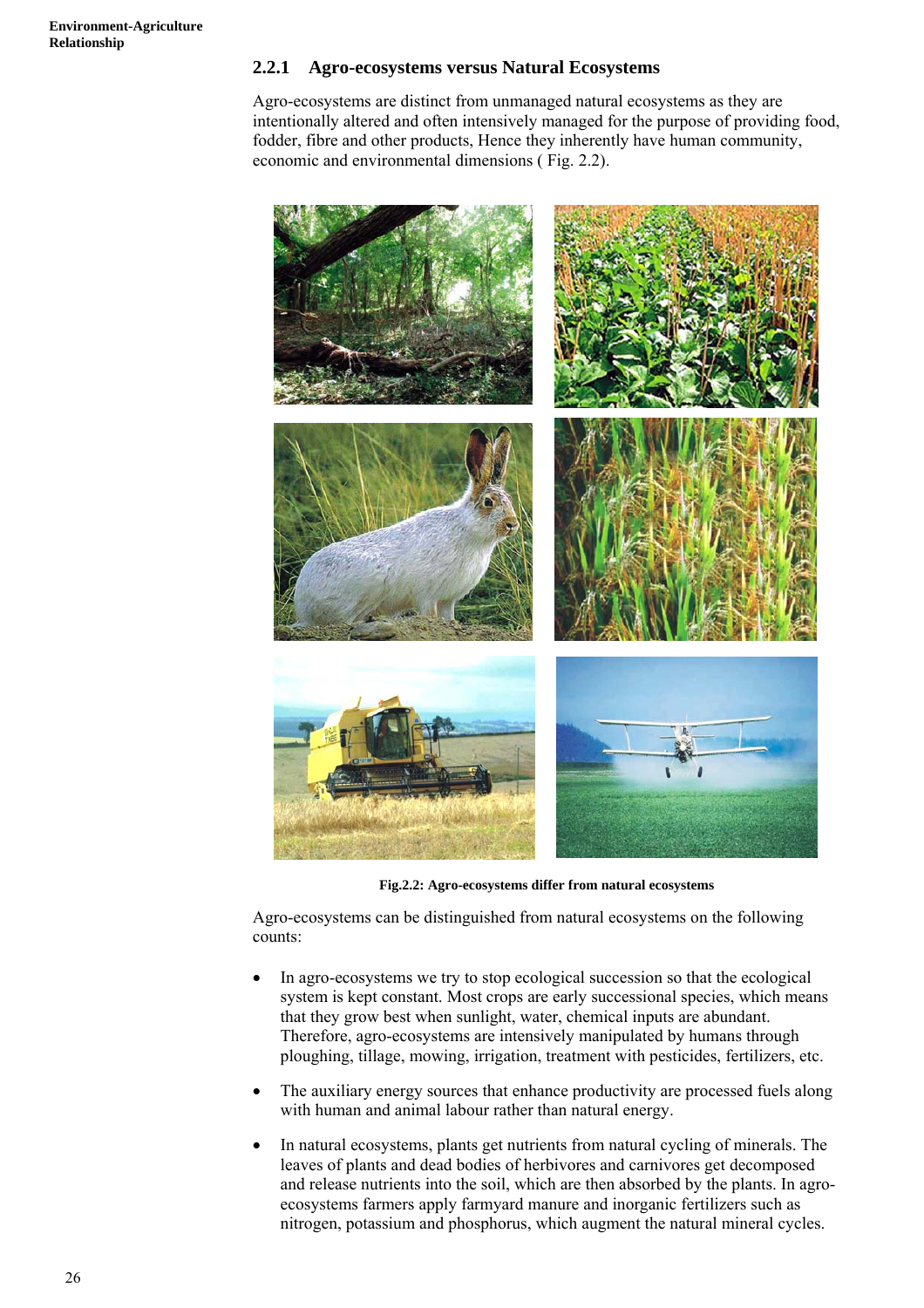### 2.2.1 Agro-ecosystems versus Natural Ecosystems

Agro-ecosystems are distinct from unmanaged natural ecosystems as they are intentionally altered and often intensively managed for the purpose of providing food, fodder, fibre and other products, Hence they inherently have human community, economic and environmental dimensions ( Fig. 2.2).

**Fig.2.2: Agro-ecosystems differ from natural ecosystems**

Agro-ecosystems can be distinguished from natural ecosystems on the following counts:

- In agro-ecosystems we try to stop ecological succession so that the ecological system is kept constant. Most crops are early successional species, which means that they grow best when sunlight, water, chemical inputs are abundant. Therefore, agro-ecosystems are intensively manipulated by humans through ploughing, tillage, mowing, irrigation, treatment with pesticides, fertilizers, etc.

- The auxiliary energy sources that enhance productivity are processed fuels along with human and animal labour rather than natural energy.

- In natural ecosystems, plants get nutrients from natural cycling of minerals. The leaves of plants and dead bodies of herbivores and carnivores get decomposed and release nutrients into the soil, which are then absorbed by the plants. In agro-ecosystems farmers apply farmyard manure and inorganic fertilizers such as nitrogen, potassium and phosphorus, which augment the natural mineral cycles.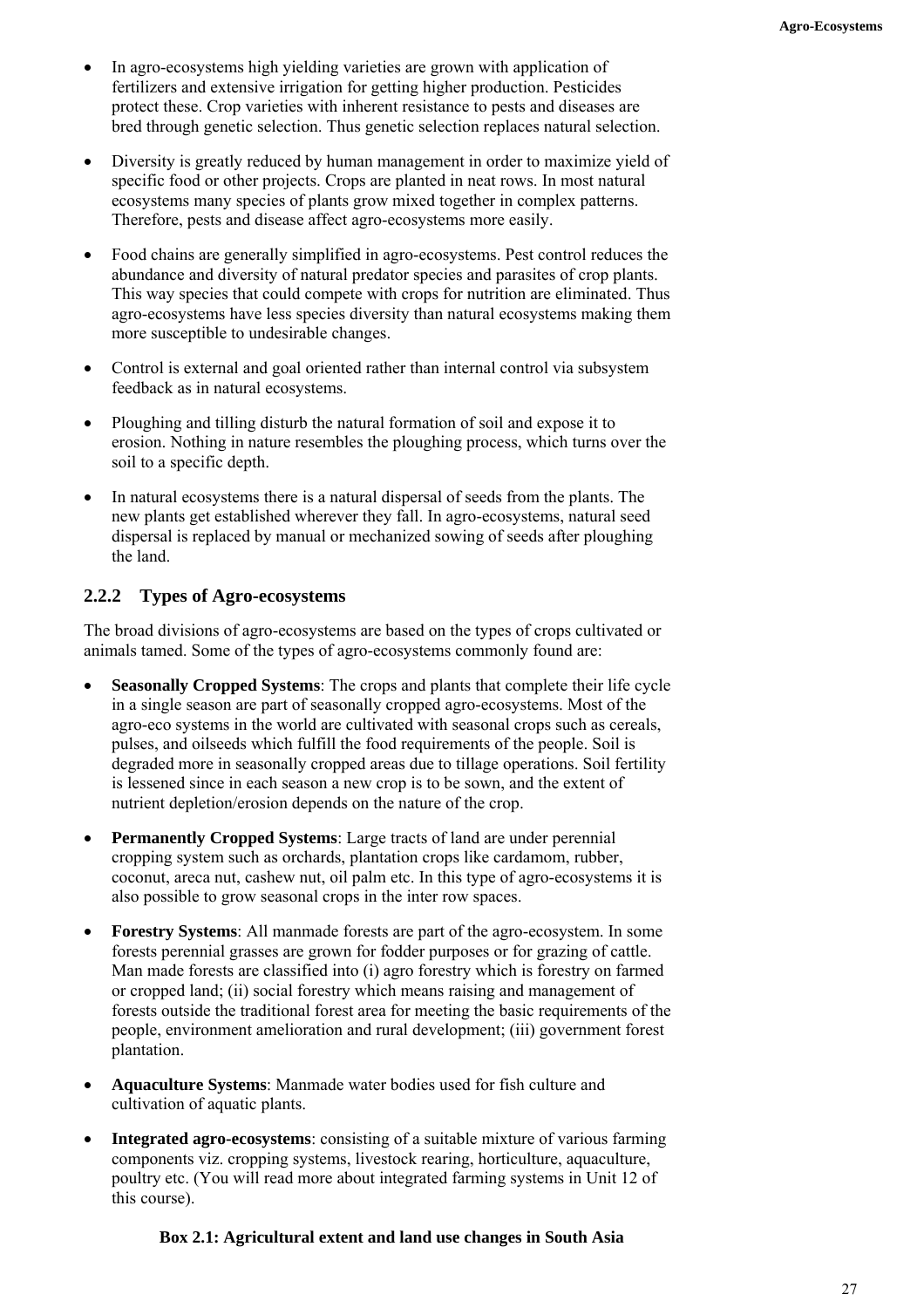- In agro-ecosystems high yielding varieties are grown with application of fertilizers and extensive irrigation for getting higher production. Pesticides protect these. Crop varieties with inherent resistance to pests and diseases are bred through genetic selection. Thus genetic selection replaces natural selection.

- Diversity is greatly reduced by human management in order to maximize yield of specific food or other projects. Crops are planted in neat rows. In most natural ecosystems many species of plants grow mixed together in complex patterns. Therefore, pests and disease affect agro-ecosystems more easily.

- Food chains are generally simplified in agro-ecosystems. Pest control reduces the abundance and diversity of natural predator species and parasites of crop plants. This way species that could compete with crops for nutrition are eliminated. Thus agro-ecosystems have less species diversity than natural ecosystems making them more susceptible to undesirable changes.

- Control is external and goal oriented rather than internal control via subsystem feedback as in natural ecosystems.

- Ploughing and tilling disturb the natural formation of soil and expose it to erosion. Nothing in nature resembles the ploughing process, which turns over the soil to a specific depth.

- In natural ecosystems there is a natural dispersal of seeds from the plants. The new plants get established wherever they fall. In agro-ecosystems, natural seed dispersal is replaced by manual or mechanized sowing of seeds after ploughing the land.

### 2.2.2 Types of Agro-ecosystems

The broad divisions of agro-ecosystems are based on the types of crops cultivated or animals tamed. Some of the types of agro-ecosystems commonly found are:

- **Seasonally Cropped Systems**: The crops and plants that complete their life cycle in a single season are part of seasonally cropped agro-ecosystems. Most of the agro-eco systems in the world are cultivated with seasonal crops such as cereals, pulses, and oilseeds which fulfill the food requirements of the people. Soil is degraded more in seasonally cropped areas due to tillage operations. Soil fertility is lessened since in each season a new crop is to be sown, and the extent of nutrient depletion/erosion depends on the nature of the crop.

- **Permanently Cropped Systems**: Large tracts of land are under perennial cropping system such as orchards, plantation crops like cardamom, rubber, coconut, areca nut, cashew nut, oil palm etc. In this type of agro-ecosystems it is also possible to grow seasonal crops in the inter row spaces.

- **Forestry Systems**: All manmade forests are part of the agro-ecosystem. In some forests perennial grasses are grown for fodder purposes or for grazing of cattle. Man made forests are classified into (i) agro forestry which is forestry on farmed or cropped land; (ii) social forestry which means raising and management of forests outside the traditional forest area for meeting the basic requirements of the people, environment amelioration and rural development; (iii) government forest plantation.

- **Aquaculture Systems**: Manmade water bodies used for fish culture and cultivation of aquatic plants.

- **Integrated agro-ecosystems**: consisting of a suitable mixture of various farming components viz. cropping systems, livestock rearing, horticulture, aquaculture, poultry etc. (You will read more about integrated farming systems in Unit 12 of this course).

**Box 2.1: Agricultural extent and land use changes in South Asia**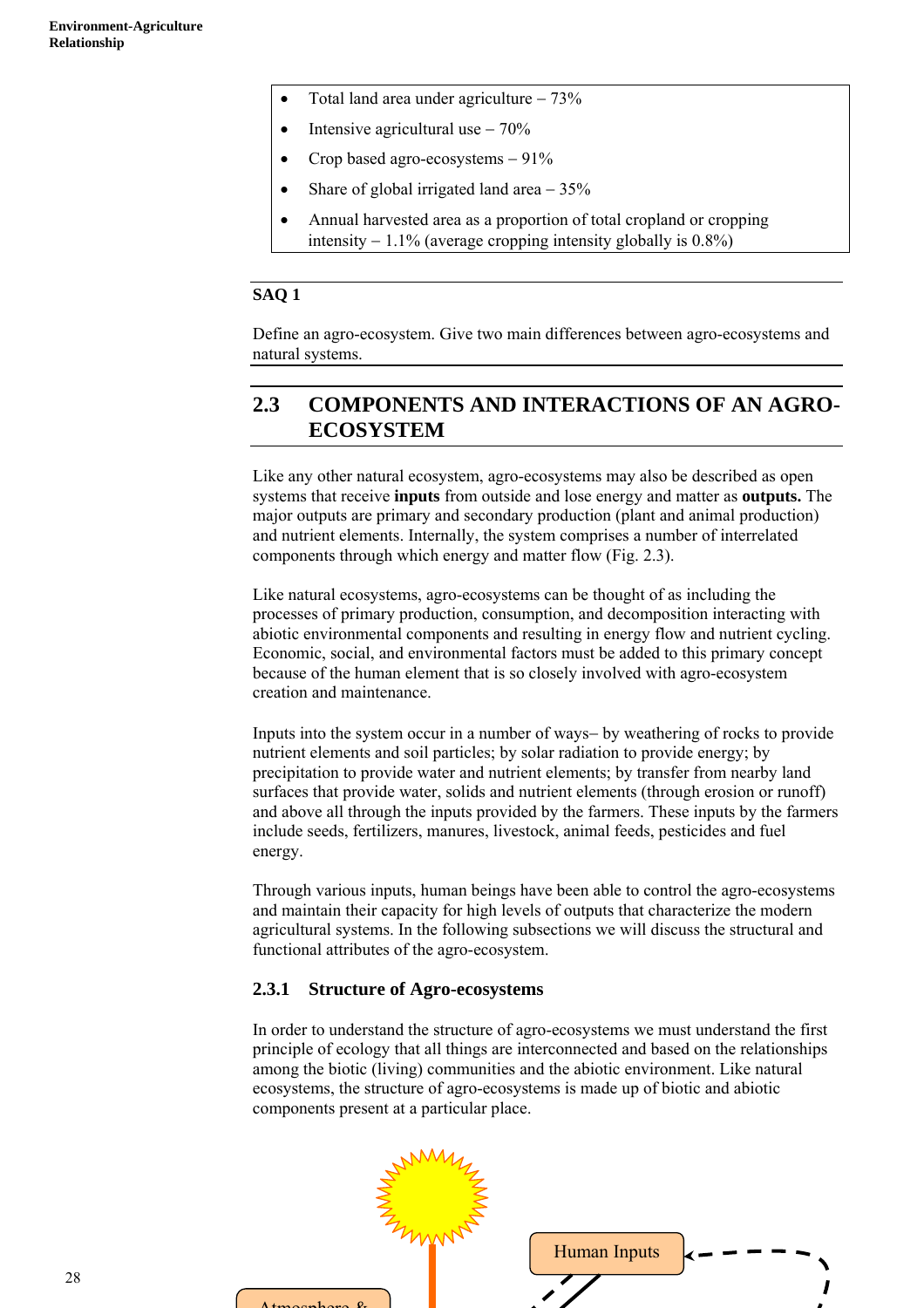- Total land area under agriculture – 73%
- Intensive agricultural use – 70%
- Crop based agro-ecosystems – 91%
- Share of global irrigated land area – 35%
- Annual harvested area as a proportion of total cropland or cropping intensity – 1.1% (average cropping intensity globally is 0.8%)

**SAQ 1**

Define an agro-ecosystem. Give two main differences between agro-ecosystems and natural systems.

## 2.3 COMPONENTS AND INTERACTIONS OF AN AGRO-ECOSYSTEM

Like any other natural ecosystem, agro-ecosystems may also be described as open systems that receive **inputs** from outside and lose energy and matter as **outputs.** The major outputs are primary and secondary production (plant and animal production) and nutrient elements. Internally, the system comprises a number of interrelated components through which energy and matter flow (Fig. 2.3).

Like natural ecosystems, agro-ecosystems can be thought of as including the processes of primary production, consumption, and decomposition interacting with abiotic environmental components and resulting in energy flow and nutrient cycling. Economic, social, and environmental factors must be added to this primary concept because of the human element that is so closely involved with agro-ecosystem creation and maintenance.

Inputs into the system occur in a number of ways– by weathering of rocks to provide nutrient elements and soil particles; by solar radiation to provide energy; by precipitation to provide water and nutrient elements; by transfer from nearby land surfaces that provide water, solids and nutrient elements (through erosion or runoff) and above all through the inputs provided by the farmers. These inputs by the farmers include seeds, fertilizers, manures, livestock, animal feeds, pesticides and fuel energy.

Through various inputs, human beings have been able to control the agro-ecosystems and maintain their capacity for high levels of outputs that characterize the modern agricultural systems. In the following subsections we will discuss the structural and functional attributes of the agro-ecosystem.

### 2.3.1 Structure of Agro-ecosystems

In order to understand the structure of agro-ecosystems we must understand the first principle of ecology that all things are interconnected and based on the relationships among the biotic (living) communities and the abiotic environment. Like natural ecosystems, the structure of agro-ecosystems is made up of biotic and abiotic components present at a particular place.

Human Inputs

Atmosphere &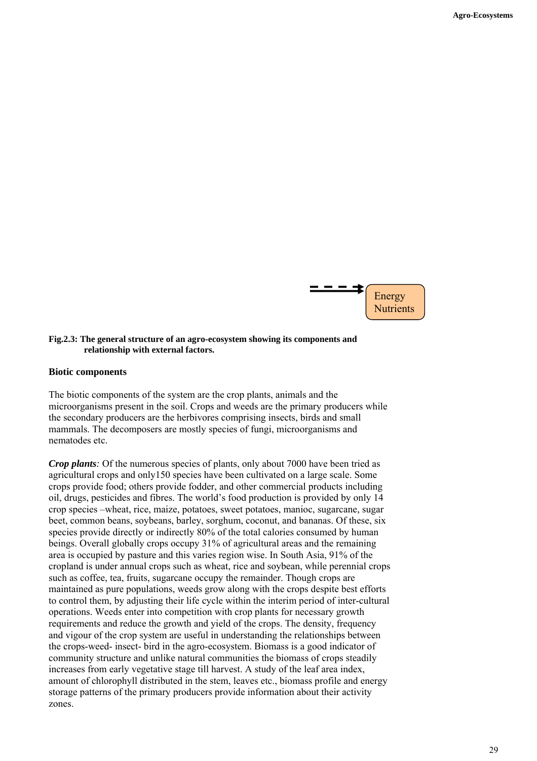Energy
Nutrients

**Fig.2.3: The general structure of an agro-ecosystem showing its components and relationship with external factors.**

### Biotic components

The biotic components of the system are the crop plants, animals and the microorganisms present in the soil. Crops and weeds are the primary producers while the secondary producers are the herbivores comprising insects, birds and small mammals. The decomposers are mostly species of fungi, microorganisms and nematodes etc.

***Crop plants:*** Of the numerous species of plants, only about 7000 have been tried as agricultural crops and only150 species have been cultivated on a large scale. Some crops provide food; others provide fodder, and other commercial products including oil, drugs, pesticides and fibres. The world's food production is provided by only 14 crop species –wheat, rice, maize, potatoes, sweet potatoes, manioc, sugarcane, sugar beet, common beans, soybeans, barley, sorghum, coconut, and bananas. Of these, six species provide directly or indirectly 80% of the total calories consumed by human beings. Overall globally crops occupy 31% of agricultural areas and the remaining area is occupied by pasture and this varies region wise. In South Asia, 91% of the cropland is under annual crops such as wheat, rice and soybean, while perennial crops such as coffee, tea, fruits, sugarcane occupy the remainder. Though crops are maintained as pure populations, weeds grow along with the crops despite best efforts to control them, by adjusting their life cycle within the interim period of inter-cultural operations. Weeds enter into competition with crop plants for necessary growth requirements and reduce the growth and yield of the crops. The density, frequency and vigour of the crop system are useful in understanding the relationships between the crops-weed- insect- bird in the agro-ecosystem. Biomass is a good indicator of community structure and unlike natural communities the biomass of crops steadily increases from early vegetative stage till harvest. A study of the leaf area index, amount of chlorophyll distributed in the stem, leaves etc., biomass profile and energy storage patterns of the primary producers provide information about their activity zones.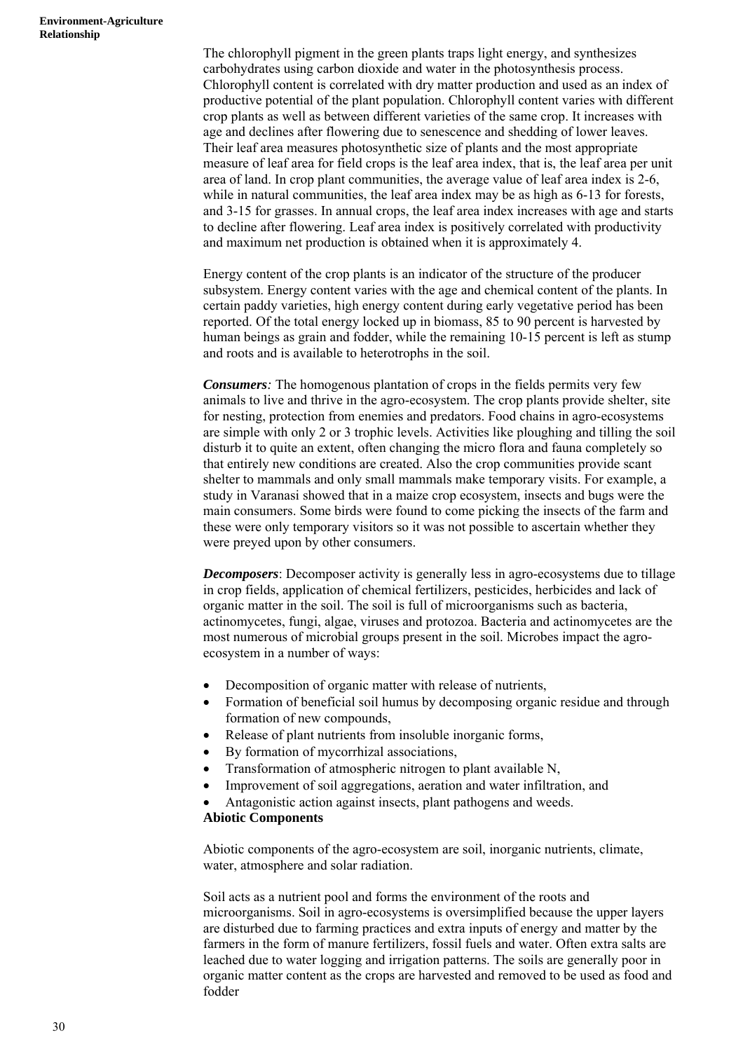The chlorophyll pigment in the green plants traps light energy, and synthesizes carbohydrates using carbon dioxide and water in the photosynthesis process. Chlorophyll content is correlated with dry matter production and used as an index of productive potential of the plant population. Chlorophyll content varies with different crop plants as well as between different varieties of the same crop. It increases with age and declines after flowering due to senescence and shedding of lower leaves. Their leaf area measures photosynthetic size of plants and the most appropriate measure of leaf area for field crops is the leaf area index, that is, the leaf area per unit area of land. In crop plant communities, the average value of leaf area index is 2-6, while in natural communities, the leaf area index may be as high as 6-13 for forests, and 3-15 for grasses. In annual crops, the leaf area index increases with age and starts to decline after flowering. Leaf area index is positively correlated with productivity and maximum net production is obtained when it is approximately 4.

Energy content of the crop plants is an indicator of the structure of the producer subsystem. Energy content varies with the age and chemical content of the plants. In certain paddy varieties, high energy content during early vegetative period has been reported. Of the total energy locked up in biomass, 85 to 90 percent is harvested by human beings as grain and fodder, while the remaining 10-15 percent is left as stump and roots and is available to heterotrophs in the soil.

***Consumers**:* The homogenous plantation of crops in the fields permits very few animals to live and thrive in the agro-ecosystem. The crop plants provide shelter, site for nesting, protection from enemies and predators. Food chains in agro-ecosystems are simple with only 2 or 3 trophic levels. Activities like ploughing and tilling the soil disturb it to quite an extent, often changing the micro flora and fauna completely so that entirely new conditions are created. Also the crop communities provide scant shelter to mammals and only small mammals make temporary visits. For example, a study in Varanasi showed that in a maize crop ecosystem, insects and bugs were the main consumers. Some birds were found to come picking the insects of the farm and these were only temporary visitors so it was not possible to ascertain whether they were preyed upon by other consumers.

***Decomposers***: Decomposer activity is generally less in agro-ecosystems due to tillage in crop fields, application of chemical fertilizers, pesticides, herbicides and lack of organic matter in the soil. The soil is full of microorganisms such as bacteria, actinomycetes, fungi, algae, viruses and protozoa. Bacteria and actinomycetes are the most numerous of microbial groups present in the soil. Microbes impact the agro-ecosystem in a number of ways:

- Decomposition of organic matter with release of nutrients,
- Formation of beneficial soil humus by decomposing organic residue and through formation of new compounds,
- Release of plant nutrients from insoluble inorganic forms,
- By formation of mycorrhizal associations,
- Transformation of atmospheric nitrogen to plant available N,
- Improvement of soil aggregations, aeration and water infiltration, and
- Antagonistic action against insects, plant pathogens and weeds.

**Abiotic Components**

Abiotic components of the agro-ecosystem are soil, inorganic nutrients, climate, water, atmosphere and solar radiation.

Soil acts as a nutrient pool and forms the environment of the roots and microorganisms. Soil in agro-ecosystems is oversimplified because the upper layers are disturbed due to farming practices and extra inputs of energy and matter by the farmers in the form of manure fertilizers, fossil fuels and water. Often extra salts are leached due to water logging and irrigation patterns. The soils are generally poor in organic matter content as the crops are harvested and removed to be used as food and fodder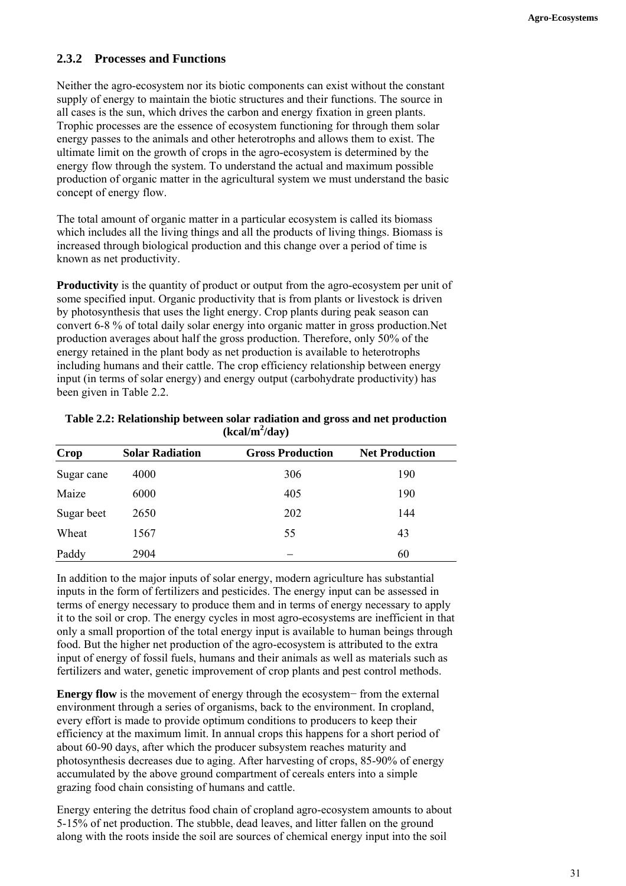### 2.3.2 Processes and Functions

Neither the agro-ecosystem nor its biotic components can exist without the constant supply of energy to maintain the biotic structures and their functions. The source in all cases is the sun, which drives the carbon and energy fixation in green plants. Trophic processes are the essence of ecosystem functioning for through them solar energy passes to the animals and other heterotrophs and allows them to exist. The ultimate limit on the growth of crops in the agro-ecosystem is determined by the energy flow through the system. To understand the actual and maximum possible production of organic matter in the agricultural system we must understand the basic concept of energy flow.

The total amount of organic matter in a particular ecosystem is called its biomass which includes all the living things and all the products of living things. Biomass is increased through biological production and this change over a period of time is known as net productivity.

**Productivity** is the quantity of product or output from the agro-ecosystem per unit of some specified input. Organic productivity that is from plants or livestock is driven by photosynthesis that uses the light energy. Crop plants during peak season can convert 6-8 % of total daily solar energy into organic matter in gross production.Net production averages about half the gross production. Therefore, only 50% of the energy retained in the plant body as net production is available to heterotrophs including humans and their cattle. The crop efficiency relationship between energy input (in terms of solar energy) and energy output (carbohydrate productivity) has been given in Table 2.2.

**Table 2.2: Relationship between solar radiation and gross and net production (kcal/m$^2$/day)**

| Crop | Solar Radiation | Gross Production | Net Production |
|---|---|---|---|
| Sugar cane | 4000 | 306 | 190 |
| Maize | 6000 | 405 | 190 |
| Sugar beet | 2650 | 202 | 144 |
| Wheat | 1567 | 55 | 43 |
| Paddy | 2904 | – | 60 |

In addition to the major inputs of solar energy, modern agriculture has substantial inputs in the form of fertilizers and pesticides. The energy input can be assessed in terms of energy necessary to produce them and in terms of energy necessary to apply it to the soil or crop. The energy cycles in most agro-ecosystems are inefficient in that only a small proportion of the total energy input is available to human beings through food. But the higher net production of the agro-ecosystem is attributed to the extra input of energy of fossil fuels, humans and their animals as well as materials such as fertilizers and water, genetic improvement of crop plants and pest control methods.

**Energy flow** is the movement of energy through the ecosystem− from the external environment through a series of organisms, back to the environment. In cropland, every effort is made to provide optimum conditions to producers to keep their efficiency at the maximum limit. In annual crops this happens for a short period of about 60-90 days, after which the producer subsystem reaches maturity and photosynthesis decreases due to aging. After harvesting of crops, 85-90% of energy accumulated by the above ground compartment of cereals enters into a simple grazing food chain consisting of humans and cattle.

Energy entering the detritus food chain of cropland agro-ecosystem amounts to about 5-15% of net production. The stubble, dead leaves, and litter fallen on the ground along with the roots inside the soil are sources of chemical energy input into the soil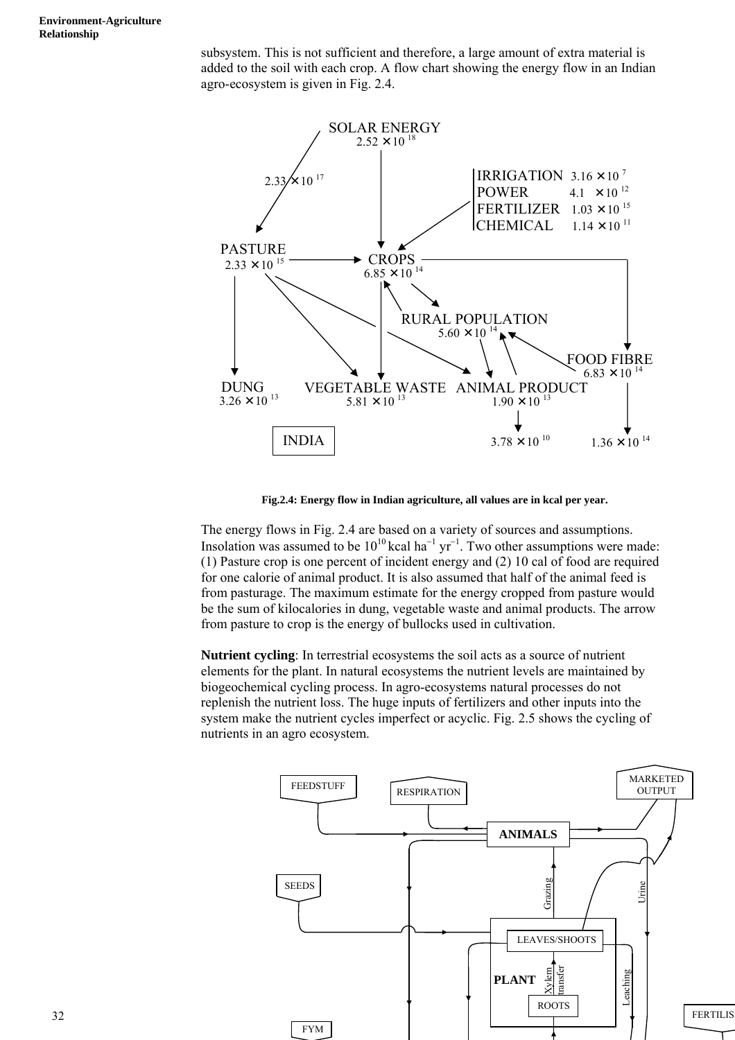subsystem. This is not sufficient and therefore, a large amount of extra material is added to the soil with each crop. A flow chart showing the energy flow in an Indian agro-ecosystem is given in Fig. 2.4.

SOLAR ENERGY $2.52 \times 10^{18}$

$2.33 \times 10^{17}$

IRRIGATION $3.16 \times 10^{7}$
POWER $4.1 \times 10^{12}$
FERTILIZER $1.03 \times 10^{15}$
CHEMICAL $1.14 \times 10^{11}$

PASTURE $2.33 \times 10^{15}$

CROPS $6.85 \times 10^{14}$

RURAL POPULATION $5.60 \times 10^{14}$

FOOD FIBRE $6.83 \times 10^{14}$

DUNG $3.26 \times 10^{13}$

VEGETABLE WASTE $5.81 \times 10^{13}$

ANIMAL PRODUCT $1.90 \times 10^{13}$

$3.78 \times 10^{10}$

$1.36 \times 10^{14}$

INDIA

**Fig.2.4: Energy flow in Indian agriculture, all values are in kcal per year.**

The energy flows in Fig. 2.4 are based on a variety of sources and assumptions. Insolation was assumed to be $10^{10}$ kcal ha$^{-1}$ yr$^{-1}$. Two other assumptions were made: (1) Pasture crop is one percent of incident energy and (2) 10 cal of food are required for one calorie of animal product. It is also assumed that half of the animal feed is from pasturage. The maximum estimate for the energy cropped from pasture would be the sum of kilocalories in dung, vegetable waste and animal products. The arrow from pasture to crop is the energy of bullocks used in cultivation.

**Nutrient cycling**: In terrestrial ecosystems the soil acts as a source of nutrient elements for the plant. In natural ecosystems the nutrient levels are maintained by biogeochemical cycling process. In agro-ecosystems natural processes do not replenish the nutrient loss. The huge inputs of fertilizers and other inputs into the system make the nutrient cycles imperfect or acyclic. Fig. 2.5 shows the cycling of nutrients in an agro ecosystem.

FEEDSTUFF

RESPIRATION

MARKETED OUTPUT

ANIMALS

SEEDS

Grazing

Urine

LEAVES/SHOOTS

PLANT

Xylem transfer

Leaching

ROOTS

FYM

FERTILIS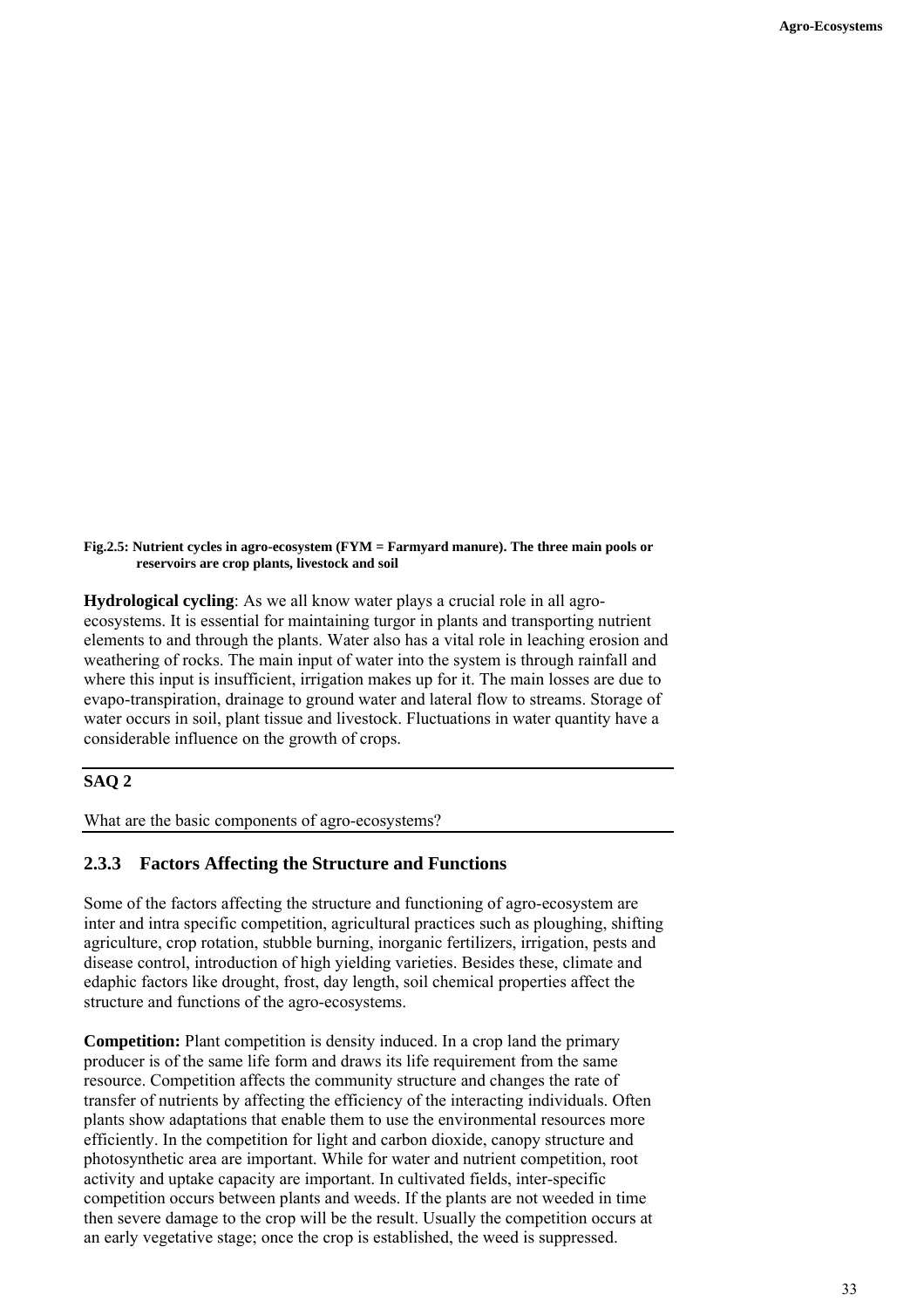**Fig.2.5: Nutrient cycles in agro-ecosystem (FYM = Farmyard manure). The three main pools or reservoirs are crop plants, livestock and soil**

**Hydrological cycling**: As we all know water plays a crucial role in all agro-ecosystems. It is essential for maintaining turgor in plants and transporting nutrient elements to and through the plants. Water also has a vital role in leaching erosion and weathering of rocks. The main input of water into the system is through rainfall and where this input is insufficient, irrigation makes up for it. The main losses are due to evapo-transpiration, drainage to ground water and lateral flow to streams. Storage of water occurs in soil, plant tissue and livestock. Fluctuations in water quantity have a considerable influence on the growth of crops.

---

**SAQ 2**

What are the basic components of agro-ecosystems?

---

### 2.3.3 Factors Affecting the Structure and Functions

Some of the factors affecting the structure and functioning of agro-ecosystem are inter and intra specific competition, agricultural practices such as ploughing, shifting agriculture, crop rotation, stubble burning, inorganic fertilizers, irrigation, pests and disease control, introduction of high yielding varieties. Besides these, climate and edaphic factors like drought, frost, day length, soil chemical properties affect the structure and functions of the agro-ecosystems.

**Competition:** Plant competition is density induced. In a crop land the primary producer is of the same life form and draws its life requirement from the same resource. Competition affects the community structure and changes the rate of transfer of nutrients by affecting the efficiency of the interacting individuals. Often plants show adaptations that enable them to use the environmental resources more efficiently. In the competition for light and carbon dioxide, canopy structure and photosynthetic area are important. While for water and nutrient competition, root activity and uptake capacity are important. In cultivated fields, inter-specific competition occurs between plants and weeds. If the plants are not weeded in time then severe damage to the crop will be the result. Usually the competition occurs at an early vegetative stage; once the crop is established, the weed is suppressed.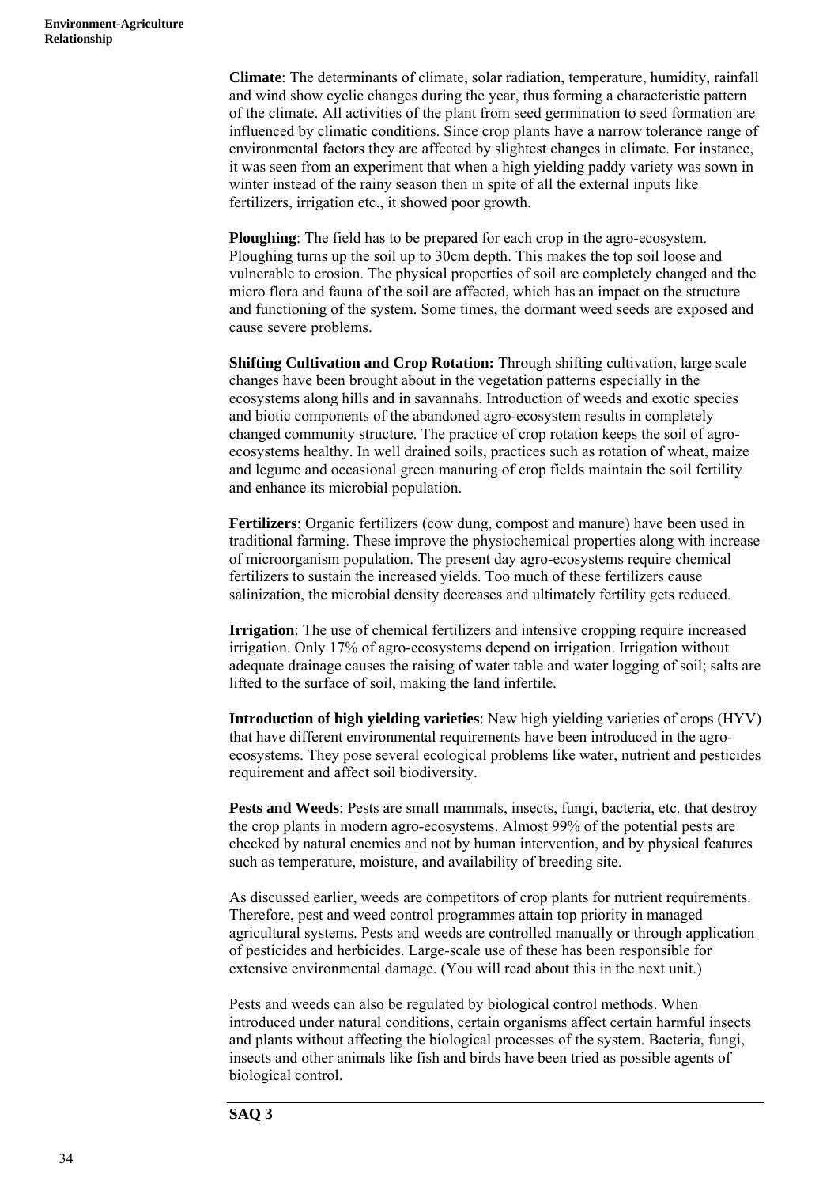**Climate**: The determinants of climate, solar radiation, temperature, humidity, rainfall and wind show cyclic changes during the year, thus forming a characteristic pattern of the climate. All activities of the plant from seed germination to seed formation are influenced by climatic conditions. Since crop plants have a narrow tolerance range of environmental factors they are affected by slightest changes in climate. For instance, it was seen from an experiment that when a high yielding paddy variety was sown in winter instead of the rainy season then in spite of all the external inputs like fertilizers, irrigation etc., it showed poor growth.

**Ploughing**: The field has to be prepared for each crop in the agro-ecosystem. Ploughing turns up the soil up to 30cm depth. This makes the top soil loose and vulnerable to erosion. The physical properties of soil are completely changed and the micro flora and fauna of the soil are affected, which has an impact on the structure and functioning of the system. Some times, the dormant weed seeds are exposed and cause severe problems.

**Shifting Cultivation and Crop Rotation:** Through shifting cultivation, large scale changes have been brought about in the vegetation patterns especially in the ecosystems along hills and in savannahs. Introduction of weeds and exotic species and biotic components of the abandoned agro-ecosystem results in completely changed community structure. The practice of crop rotation keeps the soil of agro-ecosystems healthy. In well drained soils, practices such as rotation of wheat, maize and legume and occasional green manuring of crop fields maintain the soil fertility and enhance its microbial population.

**Fertilizers**: Organic fertilizers (cow dung, compost and manure) have been used in traditional farming. These improve the physiochemical properties along with increase of microorganism population. The present day agro-ecosystems require chemical fertilizers to sustain the increased yields. Too much of these fertilizers cause salinization, the microbial density decreases and ultimately fertility gets reduced.

**Irrigation**: The use of chemical fertilizers and intensive cropping require increased irrigation. Only 17% of agro-ecosystems depend on irrigation. Irrigation without adequate drainage causes the raising of water table and water logging of soil; salts are lifted to the surface of soil, making the land infertile.

**Introduction of high yielding varieties**: New high yielding varieties of crops (HYV) that have different environmental requirements have been introduced in the agro-ecosystems. They pose several ecological problems like water, nutrient and pesticides requirement and affect soil biodiversity.

**Pests and Weeds**: Pests are small mammals, insects, fungi, bacteria, etc. that destroy the crop plants in modern agro-ecosystems. Almost 99% of the potential pests are checked by natural enemies and not by human intervention, and by physical features such as temperature, moisture, and availability of breeding site.

As discussed earlier, weeds are competitors of crop plants for nutrient requirements. Therefore, pest and weed control programmes attain top priority in managed agricultural systems. Pests and weeds are controlled manually or through application of pesticides and herbicides. Large-scale use of these has been responsible for extensive environmental damage. (You will read about this in the next unit.)

Pests and weeds can also be regulated by biological control methods. When introduced under natural conditions, certain organisms affect certain harmful insects and plants without affecting the biological processes of the system. Bacteria, fungi, insects and other animals like fish and birds have been tried as possible agents of biological control.

**SAQ 3**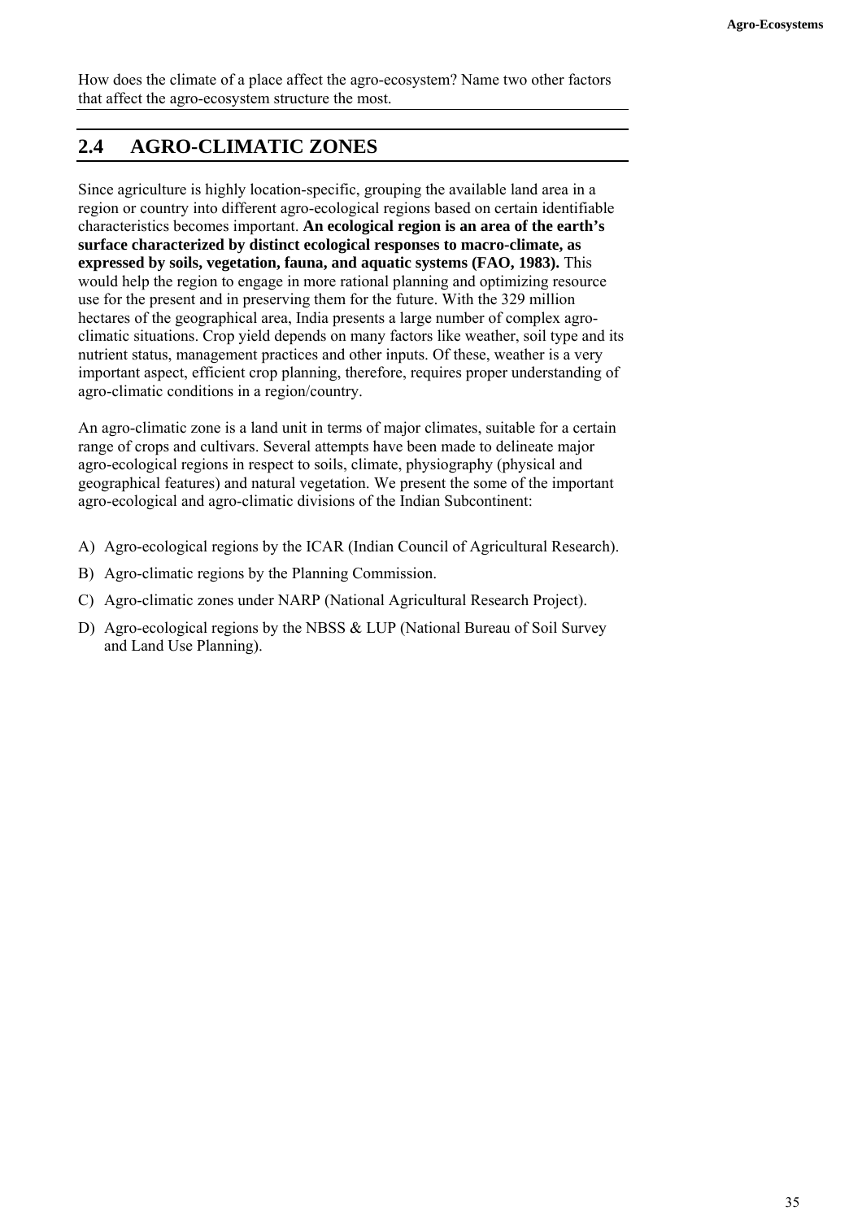How does the climate of a place affect the agro-ecosystem? Name two other factors that affect the agro-ecosystem structure the most.

## 2.4 AGRO-CLIMATIC ZONES

Since agriculture is highly location-specific, grouping the available land area in a region or country into different agro-ecological regions based on certain identifiable characteristics becomes important. **An ecological region is an area of the earth's surface characterized by distinct ecological responses to macro-climate, as expressed by soils, vegetation, fauna, and aquatic systems (FAO, 1983).** This would help the region to engage in more rational planning and optimizing resource use for the present and in preserving them for the future. With the 329 million hectares of the geographical area, India presents a large number of complex agro-climatic situations. Crop yield depends on many factors like weather, soil type and its nutrient status, management practices and other inputs. Of these, weather is a very important aspect, efficient crop planning, therefore, requires proper understanding of agro-climatic conditions in a region/country.

An agro-climatic zone is a land unit in terms of major climates, suitable for a certain range of crops and cultivars. Several attempts have been made to delineate major agro-ecological regions in respect to soils, climate, physiography (physical and geographical features) and natural vegetation. We present the some of the important agro-ecological and agro-climatic divisions of the Indian Subcontinent:

A) Agro-ecological regions by the ICAR (Indian Council of Agricultural Research).

B) Agro-climatic regions by the Planning Commission.

C) Agro-climatic zones under NARP (National Agricultural Research Project).

D) Agro-ecological regions by the NBSS & LUP (National Bureau of Soil Survey and Land Use Planning).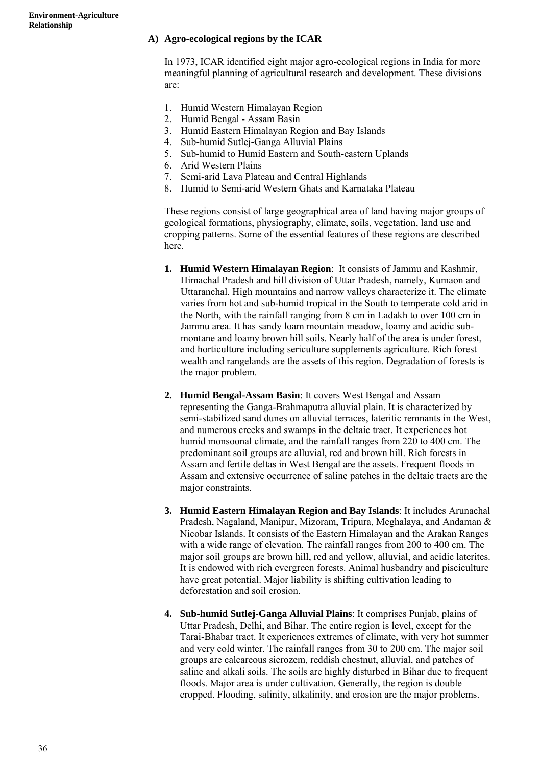### A) Agro-ecological regions by the ICAR

In 1973, ICAR identified eight major agro-ecological regions in India for more meaningful planning of agricultural research and development. These divisions are:

1. Humid Western Himalayan Region
2. Humid Bengal - Assam Basin
3. Humid Eastern Himalayan Region and Bay Islands
4. Sub-humid Sutlej-Ganga Alluvial Plains
5. Sub-humid to Humid Eastern and South-eastern Uplands
6. Arid Western Plains
7. Semi-arid Lava Plateau and Central Highlands
8. Humid to Semi-arid Western Ghats and Karnataka Plateau

These regions consist of large geographical area of land having major groups of geological formations, physiography, climate, soils, vegetation, land use and cropping patterns. Some of the essential features of these regions are described here.

1. **Humid Western Himalayan Region**: It consists of Jammu and Kashmir, Himachal Pradesh and hill division of Uttar Pradesh, namely, Kumaon and Uttaranchal. High mountains and narrow valleys characterize it. The climate varies from hot and sub-humid tropical in the South to temperate cold arid in the North, with the rainfall ranging from 8 cm in Ladakh to over 100 cm in Jammu area. It has sandy loam mountain meadow, loamy and acidic sub-montane and loamy brown hill soils. Nearly half of the area is under forest, and horticulture including sericulture supplements agriculture. Rich forest wealth and rangelands are the assets of this region. Degradation of forests is the major problem.

2. **Humid Bengal-Assam Basin**: It covers West Bengal and Assam representing the Ganga-Brahmaputra alluvial plain. It is characterized by semi-stabilized sand dunes on alluvial terraces, lateritic remnants in the West, and numerous creeks and swamps in the deltaic tract. It experiences hot humid monsoonal climate, and the rainfall ranges from 220 to 400 cm. The predominant soil groups are alluvial, red and brown hill. Rich forests in Assam and fertile deltas in West Bengal are the assets. Frequent floods in Assam and extensive occurrence of saline patches in the deltaic tracts are the major constraints.

3. **Humid Eastern Himalayan Region and Bay Islands**: It includes Arunachal Pradesh, Nagaland, Manipur, Mizoram, Tripura, Meghalaya, and Andaman & Nicobar Islands. It consists of the Eastern Himalayan and the Arakan Ranges with a wide range of elevation. The rainfall ranges from 200 to 400 cm. The major soil groups are brown hill, red and yellow, alluvial, and acidic laterites. It is endowed with rich evergreen forests. Animal husbandry and pisciculture have great potential. Major liability is shifting cultivation leading to deforestation and soil erosion.

4. **Sub-humid Sutlej-Ganga Alluvial Plains**: It comprises Punjab, plains of Uttar Pradesh, Delhi, and Bihar. The entire region is level, except for the Tarai-Bhabar tract. It experiences extremes of climate, with very hot summer and very cold winter. The rainfall ranges from 30 to 200 cm. The major soil groups are calcareous sierozem, reddish chestnut, alluvial, and patches of saline and alkali soils. The soils are highly disturbed in Bihar due to frequent floods. Major area is under cultivation. Generally, the region is double cropped. Flooding, salinity, alkalinity, and erosion are the major problems.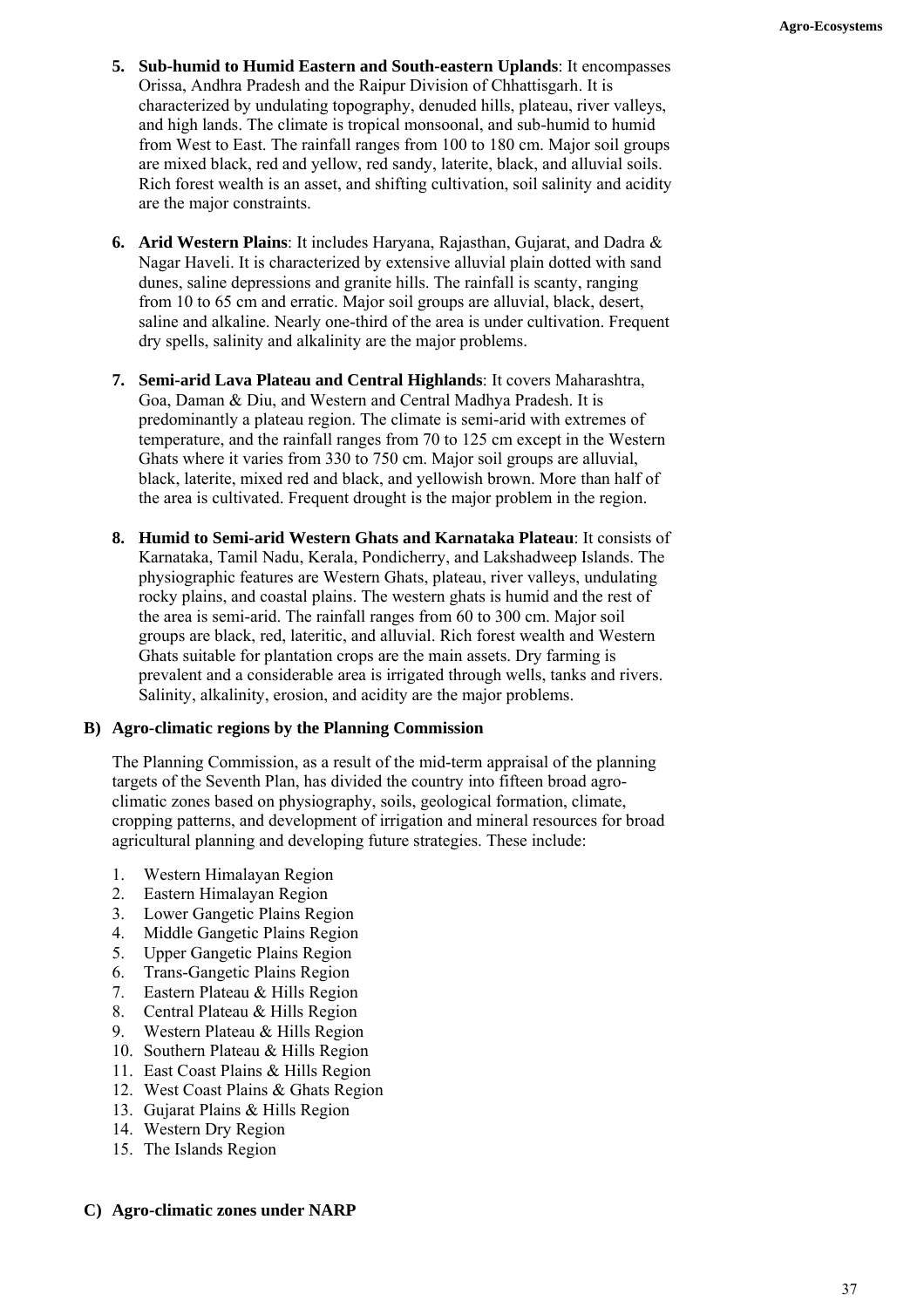5. **Sub-humid to Humid Eastern and South-eastern Uplands**: It encompasses Orissa, Andhra Pradesh and the Raipur Division of Chhattisgarh. It is characterized by undulating topography, denuded hills, plateau, river valleys, and high lands. The climate is tropical monsoonal, and sub-humid to humid from West to East. The rainfall ranges from 100 to 180 cm. Major soil groups are mixed black, red and yellow, red sandy, laterite, black, and alluvial soils. Rich forest wealth is an asset, and shifting cultivation, soil salinity and acidity are the major constraints.

6. **Arid Western Plains**: It includes Haryana, Rajasthan, Gujarat, and Dadra & Nagar Haveli. It is characterized by extensive alluvial plain dotted with sand dunes, saline depressions and granite hills. The rainfall is scanty, ranging from 10 to 65 cm and erratic. Major soil groups are alluvial, black, desert, saline and alkaline. Nearly one-third of the area is under cultivation. Frequent dry spells, salinity and alkalinity are the major problems.

7. **Semi-arid Lava Plateau and Central Highlands**: It covers Maharashtra, Goa, Daman & Diu, and Western and Central Madhya Pradesh. It is predominantly a plateau region. The climate is semi-arid with extremes of temperature, and the rainfall ranges from 70 to 125 cm except in the Western Ghats where it varies from 330 to 750 cm. Major soil groups are alluvial, black, laterite, mixed red and black, and yellowish brown. More than half of the area is cultivated. Frequent drought is the major problem in the region.

8. **Humid to Semi-arid Western Ghats and Karnataka Plateau**: It consists of Karnataka, Tamil Nadu, Kerala, Pondicherry, and Lakshadweep Islands. The physiographic features are Western Ghats, plateau, river valleys, undulating rocky plains, and coastal plains. The western ghats is humid and the rest of the area is semi-arid. The rainfall ranges from 60 to 300 cm. Major soil groups are black, red, lateritic, and alluvial. Rich forest wealth and Western Ghats suitable for plantation crops are the main assets. Dry farming is prevalent and a considerable area is irrigated through wells, tanks and rivers. Salinity, alkalinity, erosion, and acidity are the major problems.

### B) Agro-climatic regions by the Planning Commission

The Planning Commission, as a result of the mid-term appraisal of the planning targets of the Seventh Plan, has divided the country into fifteen broad agro-climatic zones based on physiography, soils, geological formation, climate, cropping patterns, and development of irrigation and mineral resources for broad agricultural planning and developing future strategies. These include:

1. Western Himalayan Region
2. Eastern Himalayan Region
3. Lower Gangetic Plains Region
4. Middle Gangetic Plains Region
5. Upper Gangetic Plains Region
6. Trans-Gangetic Plains Region
7. Eastern Plateau & Hills Region
8. Central Plateau & Hills Region
9. Western Plateau & Hills Region
10. Southern Plateau & Hills Region
11. East Coast Plains & Hills Region
12. West Coast Plains & Ghats Region
13. Gujarat Plains & Hills Region
14. Western Dry Region
15. The Islands Region

### C) Agro-climatic zones under NARP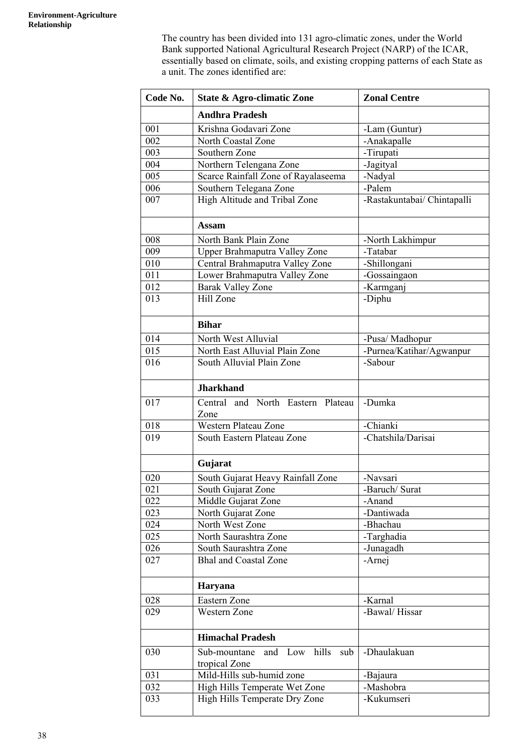The country has been divided into 131 agro-climatic zones, under the World Bank supported National Agricultural Research Project (NARP) of the ICAR, essentially based on climate, soils, and existing cropping patterns of each State as a unit. The zones identified are:

| Code No. | State & Agro-climatic Zone | Zonal Centre |
|---|---|---|
| | **Andhra Pradesh** | |
| 001 | Krishna Godavari Zone | -Lam (Guntur) |
| 002 | North Coastal Zone | -Anakapalle |
| 003 | Southern Zone | -Tirupati |
| 004 | Northern Telengana Zone | -Jagityal |
| 005 | Scarce Rainfall Zone of Rayalaseema | -Nadyal |
| 006 | Southern Telegana Zone | -Palem |
| 007 | High Altitude and Tribal Zone | -Rastakuntabai/ Chintapalli |
| | **Assam** | |
| 008 | North Bank Plain Zone | -North Lakhimpur |
| 009 | Upper Brahmaputra Valley Zone | -Tatabar |
| 010 | Central Brahmaputra Valley Zone | -Shillongani |
| 011 | Lower Brahmaputra Valley Zone | -Gossaingaon |
| 012 | Barak Valley Zone | -Karmganj |
| 013 | Hill Zone | -Diphu |
| | **Bihar** | |
| 014 | North West Alluvial | -Pusa/ Madhopur |
| 015 | North East Alluvial Plain Zone | -Purnea/Katihar/Agwanpur |
| 016 | South Alluvial Plain Zone | -Sabour |
| | **Jharkhand** | |
| 017 | Central and North Eastern Plateau Zone | -Dumka |
| 018 | Western Plateau Zone | -Chianki |
| 019 | South Eastern Plateau Zone | -Chatshila/Darisai |
| | **Gujarat** | |
| 020 | South Gujarat Heavy Rainfall Zone | -Navsari |
| 021 | South Gujarat Zone | -Baruch/ Surat |
| 022 | Middle Gujarat Zone | -Anand |
| 023 | North Gujarat Zone | -Dantiwada |
| 024 | North West Zone | -Bhachau |
| 025 | North Saurashtra Zone | -Targhadia |
| 026 | South Saurashtra Zone | -Junagadh |
| 027 | Bhal and Coastal Zone | -Arnej |
| | **Haryana** | |
| 028 | Eastern Zone | -Karnal |
| 029 | Western Zone | -Bawal/ Hissar |
| | **Himachal Pradesh** | |
| 030 | Sub-mountane and Low hills sub tropical Zone | -Dhaulakuan |
| 031 | Mild-Hills sub-humid zone | -Bajaura |
| 032 | High Hills Temperate Wet Zone | -Mashobra |
| 033 | High Hills Temperate Dry Zone | -Kukumseri |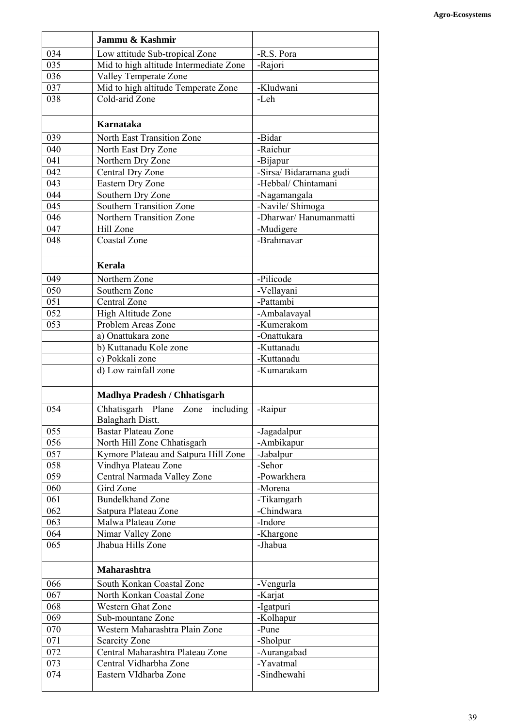| | **Jammu & Kashmir** | |
|---|---|---|
| 034 | Low attitude Sub-tropical Zone | -R.S. Pora |
| 035 | Mid to high altitude Intermediate Zone | -Rajori |
| 036 | Valley Temperate Zone | |
| 037 | Mid to high altitude Temperate Zone | -Kludwani |
| 038 | Cold-arid Zone | -Leh |
| | **Karnataka** | |
| 039 | North East Transition Zone | -Bidar |
| 040 | North East Dry Zone | -Raichur |
| 041 | Northern Dry Zone | -Bijapur |
| 042 | Central Dry Zone | -Sirsa/ Bidaramana gudi |
| 043 | Eastern Dry Zone | -Hebbal/ Chintamani |
| 044 | Southern Dry Zone | -Nagamangala |
| 045 | Southern Transition Zone | -Navile/ Shimoga |
| 046 | Northern Transition Zone | -Dharwar/ Hanumanmatti |
| 047 | Hill Zone | -Mudigere |
| 048 | Coastal Zone | -Brahmavar |
| | **Kerala** | |
| 049 | Northern Zone | -Pilicode |
| 050 | Southern Zone | -Vellayani |
| 051 | Central Zone | -Pattambi |
| 052 | High Altitude Zone | -Ambalavayal |
| 053 | Problem Areas Zone | -Kumerakom |
| | a) Onattukara zone | -Onattukara |
| | b) Kuttanadu Kole zone | -Kuttanadu |
| | c) Pokkali zone | -Kuttanadu |
| | d) Low rainfall zone | -Kumarakam |
| | **Madhya Pradesh / Chhatisgarh** | |
| 054 | Chhatisgarh Plane Zone including Balagharh Distt. | -Raipur |
| 055 | Bastar Plateau Zone | -Jagadalpur |
| 056 | North Hill Zone Chhatisgarh | -Ambikapur |
| 057 | Kymore Plateau and Satpura Hill Zone | -Jabalpur |
| 058 | Vindhya Plateau Zone | -Sehor |
| 059 | Central Narmada Valley Zone | -Powarkhera |
| 060 | Gird Zone | -Morena |
| 061 | Bundelkhand Zone | -Tikamgarh |
| 062 | Satpura Plateau Zone | -Chindwara |
| 063 | Malwa Plateau Zone | -Indore |
| 064 | Nimar Valley Zone | -Khargone |
| 065 | Jhabua Hills Zone | -Jhabua |
| | **Maharashtra** | |
| 066 | South Konkan Coastal Zone | -Vengurla |
| 067 | North Konkan Coastal Zone | -Karjat |
| 068 | Western Ghat Zone | -Igatpuri |
| 069 | Sub-mountane Zone | -Kolhapur |
| 070 | Western Maharashtra Plain Zone | -Pune |
| 071 | Scarcity Zone | -Sholpur |
| 072 | Central Maharashtra Plateau Zone | -Aurangabad |
| 073 | Central Vidharbha Zone | -Yavatmal |
| 074 | Eastern VIdharba Zone | -Sindhewahi |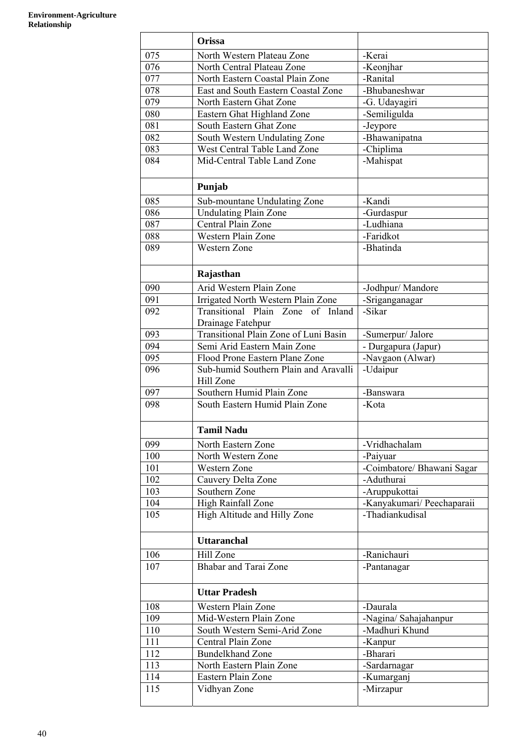| | **Orissa** | |
|---|---|---|
| 075 | North Western Plateau Zone | -Kerai |
| 076 | North Central Plateau Zone | -Keonjhar |
| 077 | North Eastern Coastal Plain Zone | -Ranital |
| 078 | East and South Eastern Coastal Zone | -Bhubaneshwar |
| 079 | North Eastern Ghat Zone | -G. Udayagiri |
| 080 | Eastern Ghat Highland Zone | -Semiligulda |
| 081 | South Eastern Ghat Zone | -Jeypore |
| 082 | South Western Undulating Zone | -Bhawanipatna |
| 083 | West Central Table Land Zone | -Chiplima |
| 084 | Mid-Central Table Land Zone | -Mahispat |
| | **Punjab** | |
| 085 | Sub-mountane Undulating Zone | -Kandi |
| 086 | Undulating Plain Zone | -Gurdaspur |
| 087 | Central Plain Zone | -Ludhiana |
| 088 | Western Plain Zone | -Faridkot |
| 089 | Western Zone | -Bhatinda |
| | **Rajasthan** | |
| 090 | Arid Western Plain Zone | -Jodhpur/ Mandore |
| 091 | Irrigated North Western Plain Zone | -Sriganganagar |
| 092 | Transitional Plain Zone of Inland Drainage Fatehpur | -Sikar |
| 093 | Transitional Plain Zone of Luni Basin | -Sumerpur/ Jalore |
| 094 | Semi Arid Eastern Main Zone | - Durgapura (Japur) |
| 095 | Flood Prone Eastern Plane Zone | -Navgaon (Alwar) |
| 096 | Sub-humid Southern Plain and Aravalli Hill Zone | -Udaipur |
| 097 | Southern Humid Plain Zone | -Banswara |
| 098 | South Eastern Humid Plain Zone | -Kota |
| | **Tamil Nadu** | |
| 099 | North Eastern Zone | -Vridhachalam |
| 100 | North Western Zone | -Paiyuar |
| 101 | Western Zone | -Coimbatore/ Bhawani Sagar |
| 102 | Cauvery Delta Zone | -Aduthurai |
| 103 | Southern Zone | -Aruppukottai |
| 104 | High Rainfall Zone | -Kanyakumari/ Peechaparaii |
| 105 | High Altitude and Hilly Zone | -Thadiankudisal |
| | **Uttaranchal** | |
| 106 | Hill Zone | -Ranichauri |
| 107 | Bhabar and Tarai Zone | -Pantanagar |
| | **Uttar Pradesh** | |
| 108 | Western Plain Zone | -Daurala |
| 109 | Mid-Western Plain Zone | -Nagina/ Sahajahanpur |
| 110 | South Western Semi-Arid Zone | -Madhuri Khund |
| 111 | Central Plain Zone | -Kanpur |
| 112 | Bundelkhand Zone | -Bharari |
| 113 | North Eastern Plain Zone | -Sardarnagar |
| 114 | Eastern Plain Zone | -Kumarganj |
| 115 | Vidhyan Zone | -Mirzapur |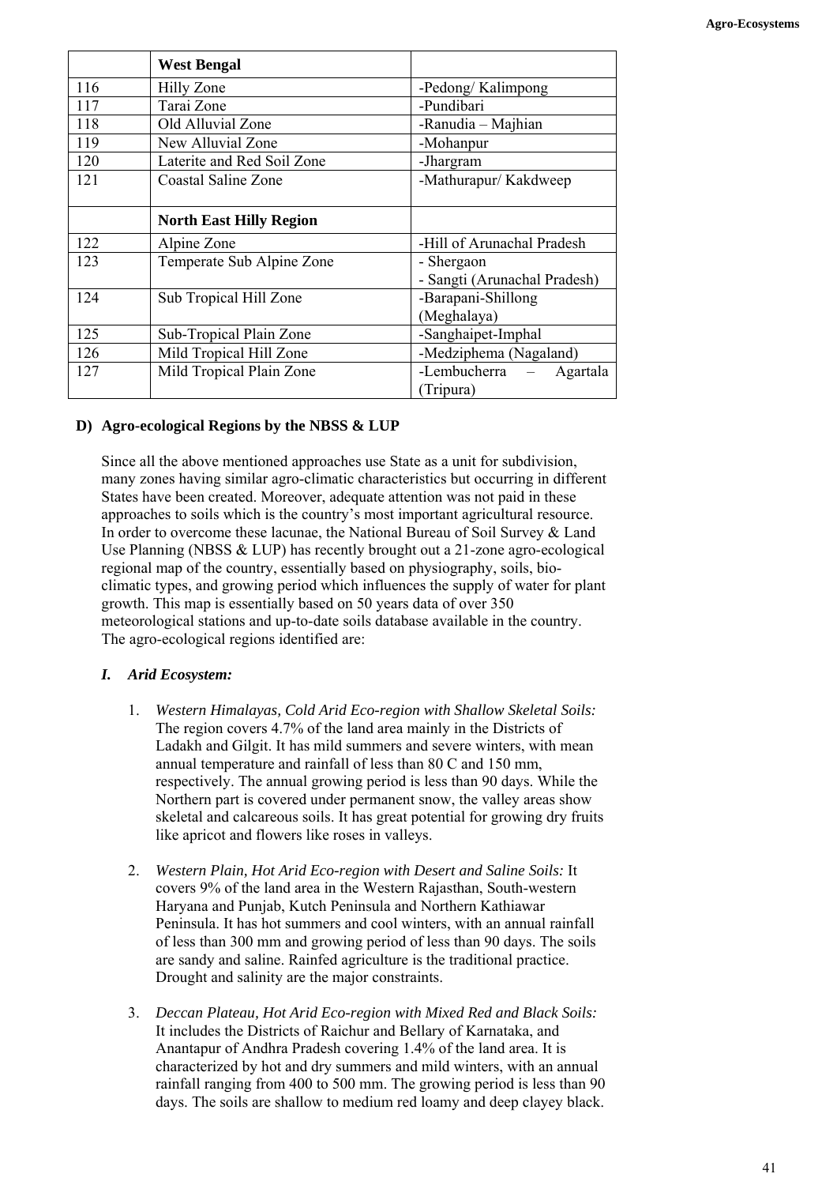| | **West Bengal** | |
|---|---|---|
| 116 | Hilly Zone | -Pedong/ Kalimpong |
| 117 | Tarai Zone | -Pundibari |
| 118 | Old Alluvial Zone | -Ranudia – Majhian |
| 119 | New Alluvial Zone | -Mohanpur |
| 120 | Laterite and Red Soil Zone | -Jhargram |
| 121 | Coastal Saline Zone | -Mathurapur/ Kakdweep |
| | **North East Hilly Region** | |
| 122 | Alpine Zone | -Hill of Arunachal Pradesh |
| 123 | Temperate Sub Alpine Zone | - Shergaon<br>- Sangti (Arunachal Pradesh) |
| 124 | Sub Tropical Hill Zone | -Barapani-Shillong (Meghalaya) |
| 125 | Sub-Tropical Plain Zone | -Sanghaipet-Imphal |
| 126 | Mild Tropical Hill Zone | -Medziphema (Nagaland) |
| 127 | Mild Tropical Plain Zone | -Lembucherra – Agartala (Tripura) |

### D) Agro-ecological Regions by the NBSS & LUP

Since all the above mentioned approaches use State as a unit for subdivision, many zones having similar agro-climatic characteristics but occurring in different States have been created. Moreover, adequate attention was not paid in these approaches to soils which is the country's most important agricultural resource. In order to overcome these lacunae, the National Bureau of Soil Survey & Land Use Planning (NBSS & LUP) has recently brought out a 21-zone agro-ecological regional map of the country, essentially based on physiography, soils, bio-climatic types, and growing period which influences the supply of water for plant growth. This map is essentially based on 50 years data of over 350 meteorological stations and up-to-date soils database available in the country. The agro-ecological regions identified are:

#### *I. Arid Ecosystem:*

1. *Western Himalayas, Cold Arid Eco-region with Shallow Skeletal Soils:* The region covers 4.7% of the land area mainly in the Districts of Ladakh and Gilgit. It has mild summers and severe winters, with mean annual temperature and rainfall of less than 80 C and 150 mm, respectively. The annual growing period is less than 90 days. While the Northern part is covered under permanent snow, the valley areas show skeletal and calcareous soils. It has great potential for growing dry fruits like apricot and flowers like roses in valleys.

2. *Western Plain, Hot Arid Eco-region with Desert and Saline Soils:* It covers 9% of the land area in the Western Rajasthan, South-western Haryana and Punjab, Kutch Peninsula and Northern Kathiawar Peninsula. It has hot summers and cool winters, with an annual rainfall of less than 300 mm and growing period of less than 90 days. The soils are sandy and saline. Rainfed agriculture is the traditional practice. Drought and salinity are the major constraints.

3. *Deccan Plateau, Hot Arid Eco-region with Mixed Red and Black Soils:* It includes the Districts of Raichur and Bellary of Karnataka, and Anantapur of Andhra Pradesh covering 1.4% of the land area. It is characterized by hot and dry summers and mild winters, with an annual rainfall ranging from 400 to 500 mm. The growing period is less than 90 days. The soils are shallow to medium red loamy and deep clayey black.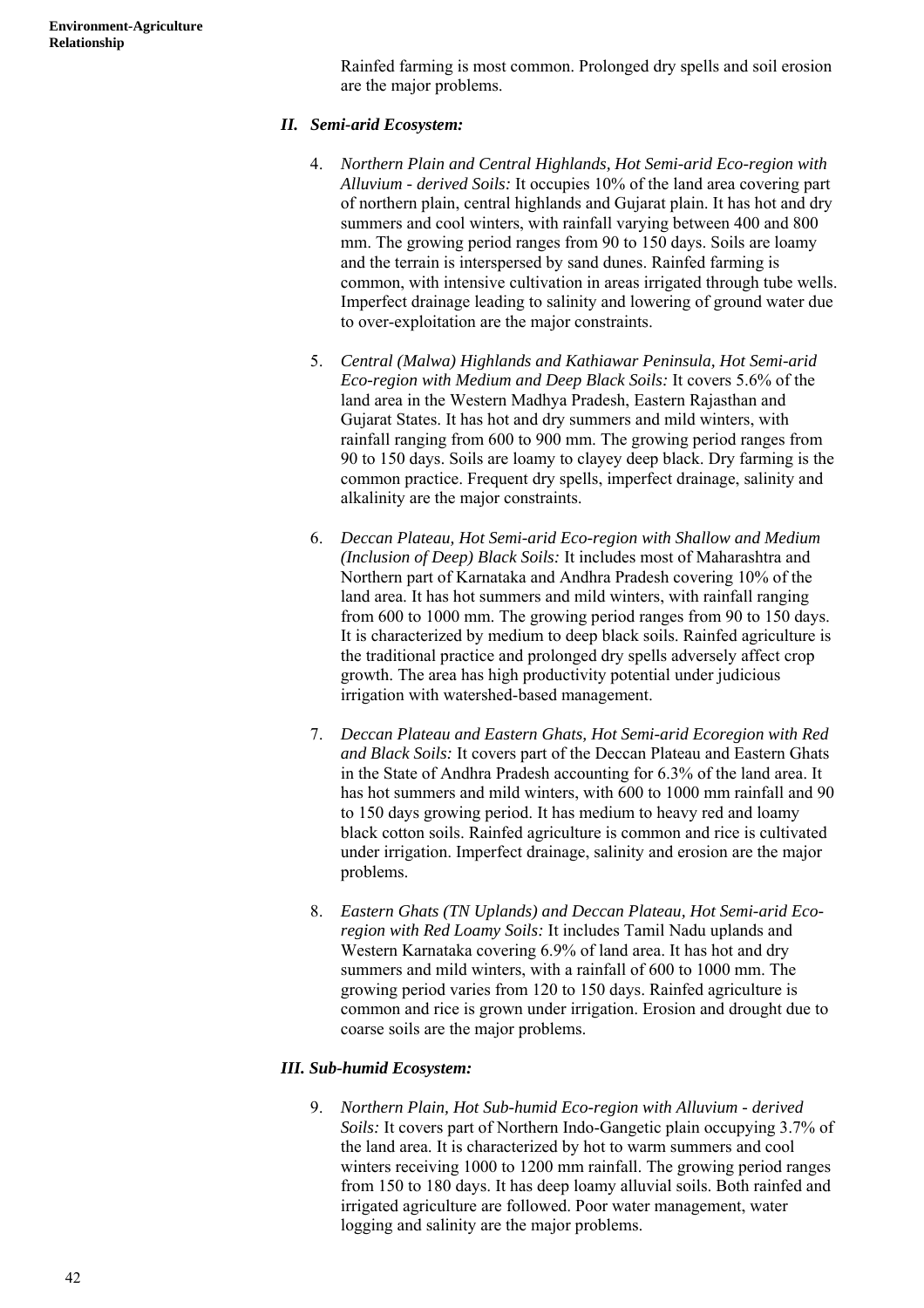Rainfed farming is most common. Prolonged dry spells and soil erosion are the major problems.

### *II. Semi-arid Ecosystem:*

4. *Northern Plain and Central Highlands, Hot Semi-arid Eco-region with Alluvium - derived Soils:* It occupies 10% of the land area covering part of northern plain, central highlands and Gujarat plain. It has hot and dry summers and cool winters, with rainfall varying between 400 and 800 mm. The growing period ranges from 90 to 150 days. Soils are loamy and the terrain is interspersed by sand dunes. Rainfed farming is common, with intensive cultivation in areas irrigated through tube wells. Imperfect drainage leading to salinity and lowering of ground water due to over-exploitation are the major constraints.

5. *Central (Malwa) Highlands and Kathiawar Peninsula, Hot Semi-arid Eco-region with Medium and Deep Black Soils:* It covers 5.6% of the land area in the Western Madhya Pradesh, Eastern Rajasthan and Gujarat States. It has hot and dry summers and mild winters, with rainfall ranging from 600 to 900 mm. The growing period ranges from 90 to 150 days. Soils are loamy to clayey deep black. Dry farming is the common practice. Frequent dry spells, imperfect drainage, salinity and alkalinity are the major constraints.

6. *Deccan Plateau, Hot Semi-arid Eco-region with Shallow and Medium (Inclusion of Deep) Black Soils:* It includes most of Maharashtra and Northern part of Karnataka and Andhra Pradesh covering 10% of the land area. It has hot summers and mild winters, with rainfall ranging from 600 to 1000 mm. The growing period ranges from 90 to 150 days. It is characterized by medium to deep black soils. Rainfed agriculture is the traditional practice and prolonged dry spells adversely affect crop growth. The area has high productivity potential under judicious irrigation with watershed-based management.

7. *Deccan Plateau and Eastern Ghats, Hot Semi-arid Ecoregion with Red and Black Soils:* It covers part of the Deccan Plateau and Eastern Ghats in the State of Andhra Pradesh accounting for 6.3% of the land area. It has hot summers and mild winters, with 600 to 1000 mm rainfall and 90 to 150 days growing period. It has medium to heavy red and loamy black cotton soils. Rainfed agriculture is common and rice is cultivated under irrigation. Imperfect drainage, salinity and erosion are the major problems.

8. *Eastern Ghats (TN Uplands) and Deccan Plateau, Hot Semi-arid Eco-region with Red Loamy Soils:* It includes Tamil Nadu uplands and Western Karnataka covering 6.9% of land area. It has hot and dry summers and mild winters, with a rainfall of 600 to 1000 mm. The growing period varies from 120 to 150 days. Rainfed agriculture is common and rice is grown under irrigation. Erosion and drought due to coarse soils are the major problems.

### *III. Sub-humid Ecosystem:*

9. *Northern Plain, Hot Sub-humid Eco-region with Alluvium - derived Soils:* It covers part of Northern Indo-Gangetic plain occupying 3.7% of the land area. It is characterized by hot to warm summers and cool winters receiving 1000 to 1200 mm rainfall. The growing period ranges from 150 to 180 days. It has deep loamy alluvial soils. Both rainfed and irrigated agriculture are followed. Poor water management, water logging and salinity are the major problems.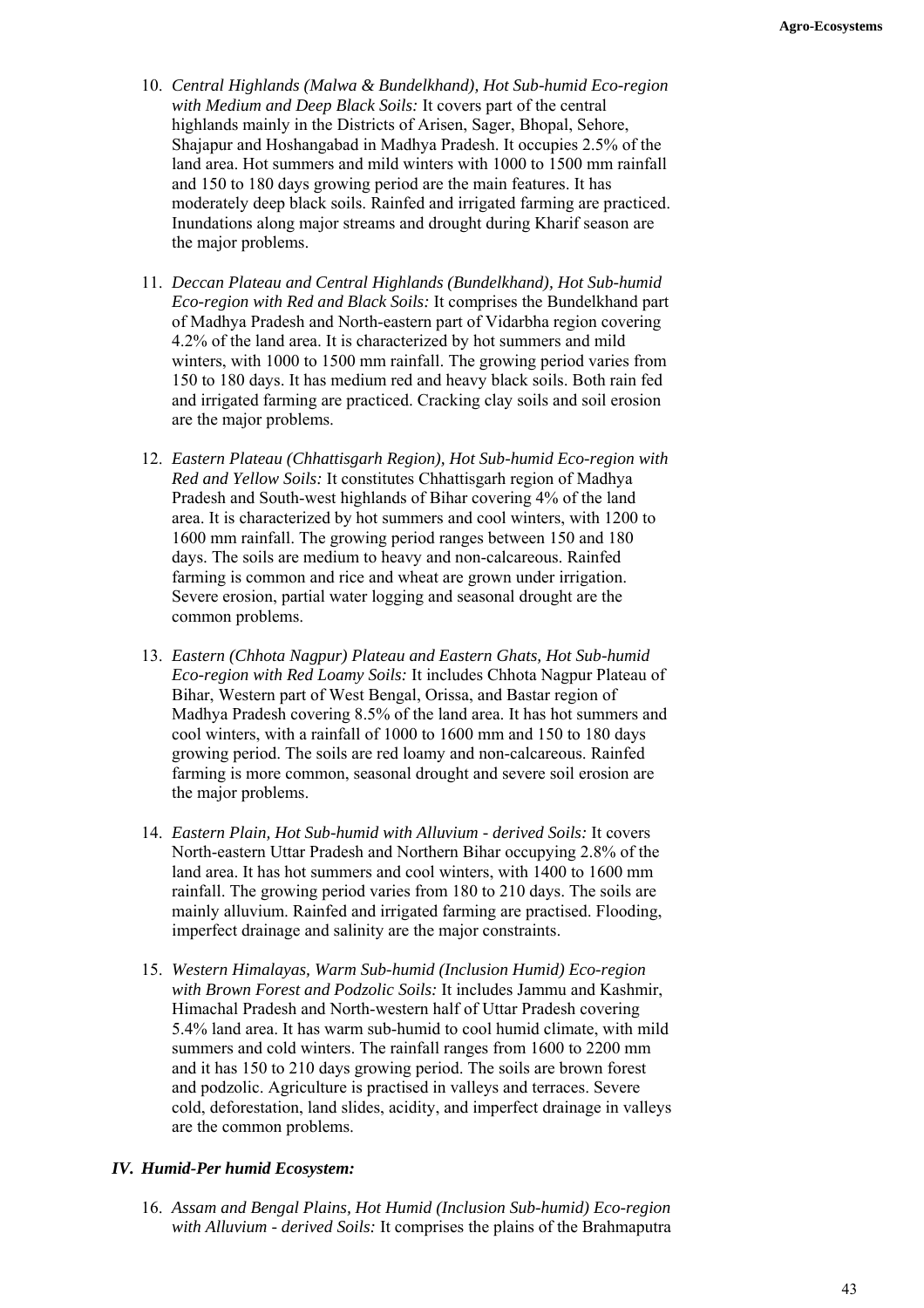10. *Central Highlands (Malwa & Bundelkhand), Hot Sub-humid Eco-region with Medium and Deep Black Soils:* It covers part of the central highlands mainly in the Districts of Arisen, Sager, Bhopal, Sehore, Shajapur and Hoshangabad in Madhya Pradesh. It occupies 2.5% of the land area. Hot summers and mild winters with 1000 to 1500 mm rainfall and 150 to 180 days growing period are the main features. It has moderately deep black soils. Rainfed and irrigated farming are practiced. Inundations along major streams and drought during Kharif season are the major problems.

11. *Deccan Plateau and Central Highlands (Bundelkhand), Hot Sub-humid Eco-region with Red and Black Soils:* It comprises the Bundelkhand part of Madhya Pradesh and North-eastern part of Vidarbha region covering 4.2% of the land area. It is characterized by hot summers and mild winters, with 1000 to 1500 mm rainfall. The growing period varies from 150 to 180 days. It has medium red and heavy black soils. Both rain fed and irrigated farming are practiced. Cracking clay soils and soil erosion are the major problems.

12. *Eastern Plateau (Chhattisgarh Region), Hot Sub-humid Eco-region with Red and Yellow Soils:* It constitutes Chhattisgarh region of Madhya Pradesh and South-west highlands of Bihar covering 4% of the land area. It is characterized by hot summers and cool winters, with 1200 to 1600 mm rainfall. The growing period ranges between 150 and 180 days. The soils are medium to heavy and non-calcareous. Rainfed farming is common and rice and wheat are grown under irrigation. Severe erosion, partial water logging and seasonal drought are the common problems.

13. *Eastern (Chhota Nagpur) Plateau and Eastern Ghats, Hot Sub-humid Eco-region with Red Loamy Soils:* It includes Chhota Nagpur Plateau of Bihar, Western part of West Bengal, Orissa, and Bastar region of Madhya Pradesh covering 8.5% of the land area. It has hot summers and cool winters, with a rainfall of 1000 to 1600 mm and 150 to 180 days growing period. The soils are red loamy and non-calcareous. Rainfed farming is more common, seasonal drought and severe soil erosion are the major problems.

14. *Eastern Plain, Hot Sub-humid with Alluvium - derived Soils:* It covers North-eastern Uttar Pradesh and Northern Bihar occupying 2.8% of the land area. It has hot summers and cool winters, with 1400 to 1600 mm rainfall. The growing period varies from 180 to 210 days. The soils are mainly alluvium. Rainfed and irrigated farming are practised. Flooding, imperfect drainage and salinity are the major constraints.

15. *Western Himalayas, Warm Sub-humid (Inclusion Humid) Eco-region with Brown Forest and Podzolic Soils:* It includes Jammu and Kashmir, Himachal Pradesh and North-western half of Uttar Pradesh covering 5.4% land area. It has warm sub-humid to cool humid climate, with mild summers and cold winters. The rainfall ranges from 1600 to 2200 mm and it has 150 to 210 days growing period. The soils are brown forest and podzolic. Agriculture is practised in valleys and terraces. Severe cold, deforestation, land slides, acidity, and imperfect drainage in valleys are the common problems.

### *IV. Humid-Per humid Ecosystem:*

16. *Assam and Bengal Plains, Hot Humid (Inclusion Sub-humid) Eco-region with Alluvium - derived Soils:* It comprises the plains of the Brahmaputra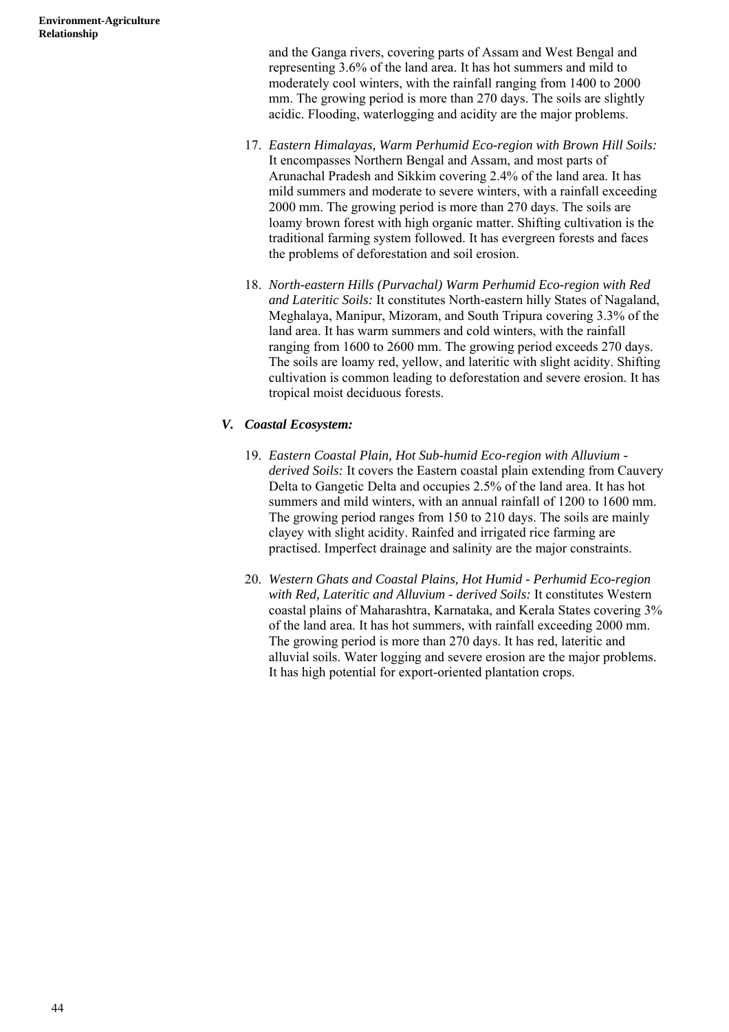and the Ganga rivers, covering parts of Assam and West Bengal and representing 3.6% of the land area. It has hot summers and mild to moderately cool winters, with the rainfall ranging from 1400 to 2000 mm. The growing period is more than 270 days. The soils are slightly acidic. Flooding, waterlogging and acidity are the major problems.

17. *Eastern Himalayas, Warm Perhumid Eco-region with Brown Hill Soils:* It encompasses Northern Bengal and Assam, and most parts of Arunachal Pradesh and Sikkim covering 2.4% of the land area. It has mild summers and moderate to severe winters, with a rainfall exceeding 2000 mm. The growing period is more than 270 days. The soils are loamy brown forest with high organic matter. Shifting cultivation is the traditional farming system followed. It has evergreen forests and faces the problems of deforestation and soil erosion.

18. *North-eastern Hills (Purvachal) Warm Perhumid Eco-region with Red and Lateritic Soils:* It constitutes North-eastern hilly States of Nagaland, Meghalaya, Manipur, Mizoram, and South Tripura covering 3.3% of the land area. It has warm summers and cold winters, with the rainfall ranging from 1600 to 2600 mm. The growing period exceeds 270 days. The soils are loamy red, yellow, and lateritic with slight acidity. Shifting cultivation is common leading to deforestation and severe erosion. It has tropical moist deciduous forests.

### *V. Coastal Ecosystem:*

19. *Eastern Coastal Plain, Hot Sub-humid Eco-region with Alluvium - derived Soils:* It covers the Eastern coastal plain extending from Cauvery Delta to Gangetic Delta and occupies 2.5% of the land area. It has hot summers and mild winters, with an annual rainfall of 1200 to 1600 mm. The growing period ranges from 150 to 210 days. The soils are mainly clayey with slight acidity. Rainfed and irrigated rice farming are practised. Imperfect drainage and salinity are the major constraints.

20. *Western Ghats and Coastal Plains, Hot Humid - Perhumid Eco-region with Red, Lateritic and Alluvium - derived Soils:* It constitutes Western coastal plains of Maharashtra, Karnataka, and Kerala States covering 3% of the land area. It has hot summers, with rainfall exceeding 2000 mm. The growing period is more than 270 days. It has red, lateritic and alluvial soils. Water logging and severe erosion are the major problems. It has high potential for export-oriented plantation crops.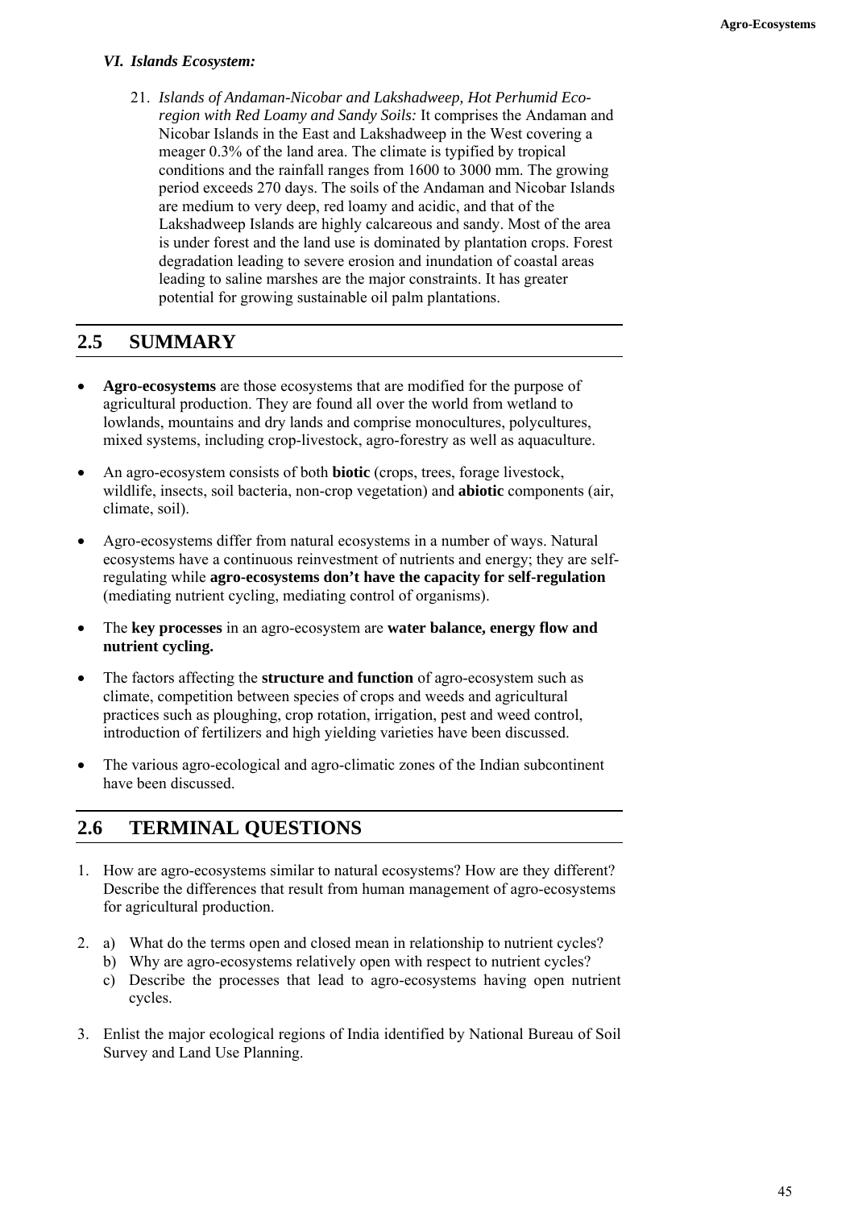*VI. Islands Ecosystem:*

21. *Islands of Andaman-Nicobar and Lakshadweep, Hot Perhumid Eco-region with Red Loamy and Sandy Soils:* It comprises the Andaman and Nicobar Islands in the East and Lakshadweep in the West covering a meager 0.3% of the land area. The climate is typified by tropical conditions and the rainfall ranges from 1600 to 3000 mm. The growing period exceeds 270 days. The soils of the Andaman and Nicobar Islands are medium to very deep, red loamy and acidic, and that of the Lakshadweep Islands are highly calcareous and sandy. Most of the area is under forest and the land use is dominated by plantation crops. Forest degradation leading to severe erosion and inundation of coastal areas leading to saline marshes are the major constraints. It has greater potential for growing sustainable oil palm plantations.

## 2.5 SUMMARY

- **Agro-ecosystems** are those ecosystems that are modified for the purpose of agricultural production. They are found all over the world from wetland to lowlands, mountains and dry lands and comprise monocultures, polycultures, mixed systems, including crop-livestock, agro-forestry as well as aquaculture.
- An agro-ecosystem consists of both **biotic** (crops, trees, forage livestock, wildlife, insects, soil bacteria, non-crop vegetation) and **abiotic** components (air, climate, soil).
- Agro-ecosystems differ from natural ecosystems in a number of ways. Natural ecosystems have a continuous reinvestment of nutrients and energy; they are self-regulating while **agro-ecosystems don't have the capacity for self-regulation** (mediating nutrient cycling, mediating control of organisms).
- The **key processes** in an agro-ecosystem are **water balance, energy flow and nutrient cycling.**
- The factors affecting the **structure and function** of agro-ecosystem such as climate, competition between species of crops and weeds and agricultural practices such as ploughing, crop rotation, irrigation, pest and weed control, introduction of fertilizers and high yielding varieties have been discussed.
- The various agro-ecological and agro-climatic zones of the Indian subcontinent have been discussed.

## 2.6 TERMINAL QUESTIONS

1. How are agro-ecosystems similar to natural ecosystems? How are they different? Describe the differences that result from human management of agro-ecosystems for agricultural production.
2. a) What do the terms open and closed mean in relationship to nutrient cycles?
   b) Why are agro-ecosystems relatively open with respect to nutrient cycles?
   c) Describe the processes that lead to agro-ecosystems having open nutrient cycles.
3. Enlist the major ecological regions of India identified by National Bureau of Soil Survey and Land Use Planning.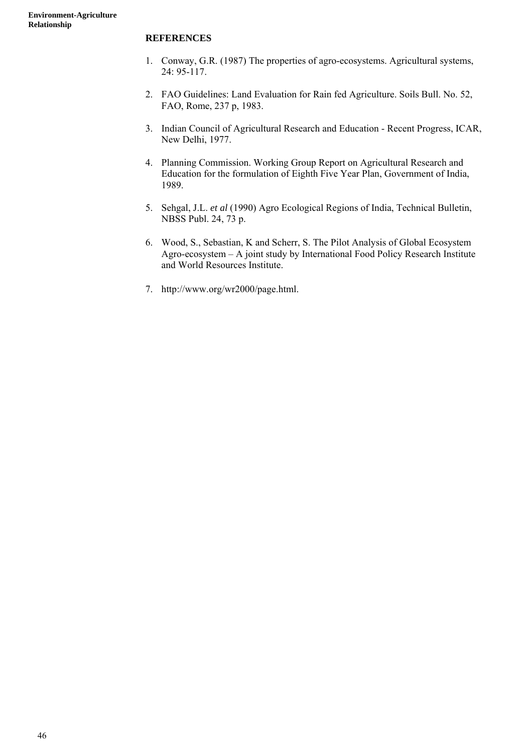## REFERENCES

1. Conway, G.R. (1987) The properties of agro-ecosystems. Agricultural systems, 24: 95-117.
2. FAO Guidelines: Land Evaluation for Rain fed Agriculture. Soils Bull. No. 52, FAO, Rome, 237 p, 1983.
3. Indian Council of Agricultural Research and Education - Recent Progress, ICAR, New Delhi, 1977.
4. Planning Commission. Working Group Report on Agricultural Research and Education for the formulation of Eighth Five Year Plan, Government of India, 1989.
5. Sehgal, J.L. *et al* (1990) Agro Ecological Regions of India, Technical Bulletin, NBSS Publ. 24, 73 p.
6. Wood, S., Sebastian, K and Scherr, S. The Pilot Analysis of Global Ecosystem Agro-ecosystem – A joint study by International Food Policy Research Institute and World Resources Institute.
7. http://www.org/wr2000/page.html.